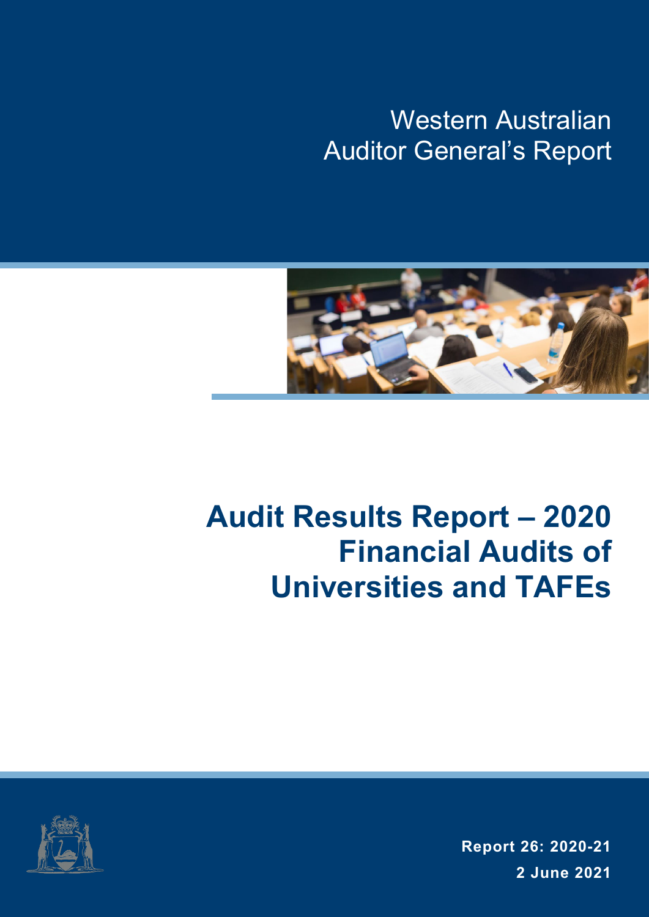Western Australian
Auditor General's Report

# Audit Results Report – 2020 Financial Audits of Universities and TAFEs

**Report 26: 2020-21**

**2 June 2021**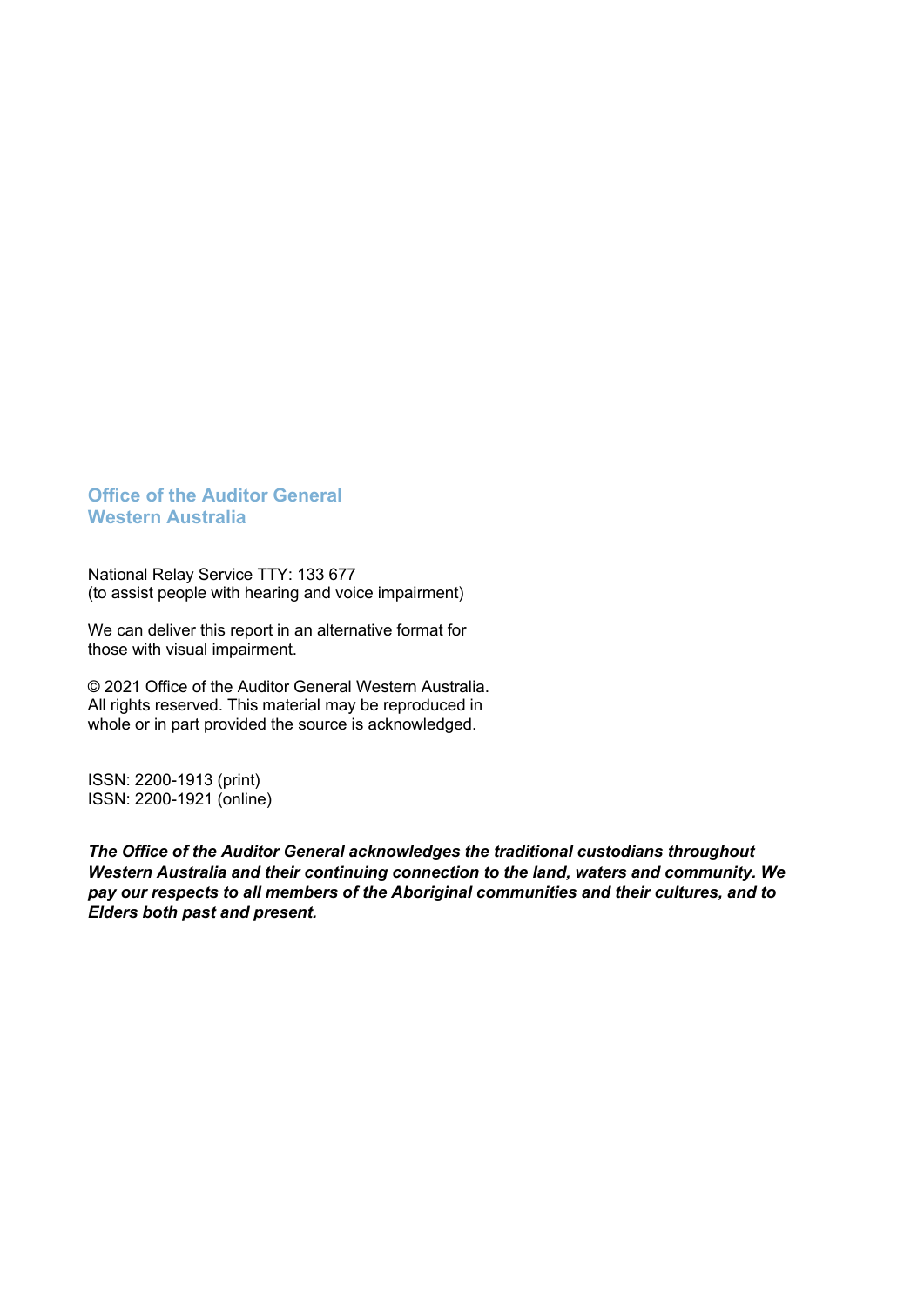**Office of the Auditor General**
**Western Australia**

National Relay Service TTY: 133 677
(to assist people with hearing and voice impairment)

We can deliver this report in an alternative format for those with visual impairment.

© 2021 Office of the Auditor General Western Australia. All rights reserved. This material may be reproduced in whole or in part provided the source is acknowledged.

ISSN: 2200-1913 (print)
ISSN: 2200-1921 (online)

***The Office of the Auditor General acknowledges the traditional custodians throughout Western Australia and their continuing connection to the land, waters and community. We pay our respects to all members of the Aboriginal communities and their cultures, and to Elders both past and present.***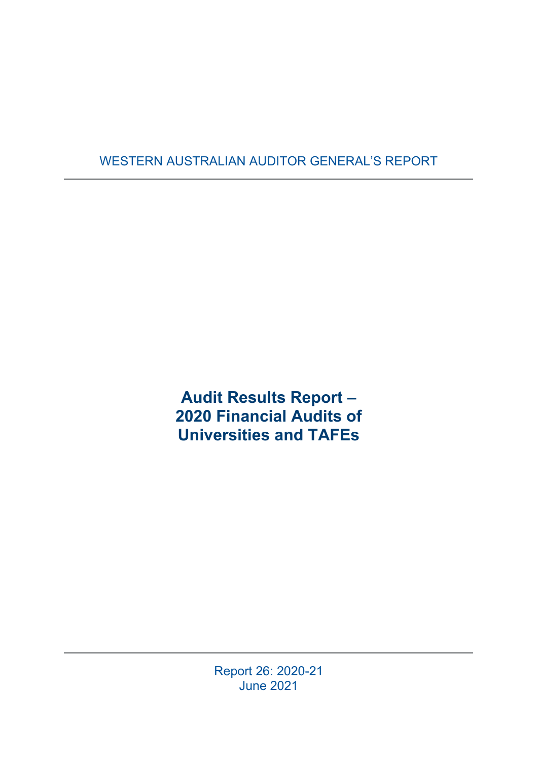WESTERN AUSTRALIAN AUDITOR GENERAL'S REPORT

# Audit Results Report – 2020 Financial Audits of Universities and TAFEs

Report 26: 2020-21

June 2021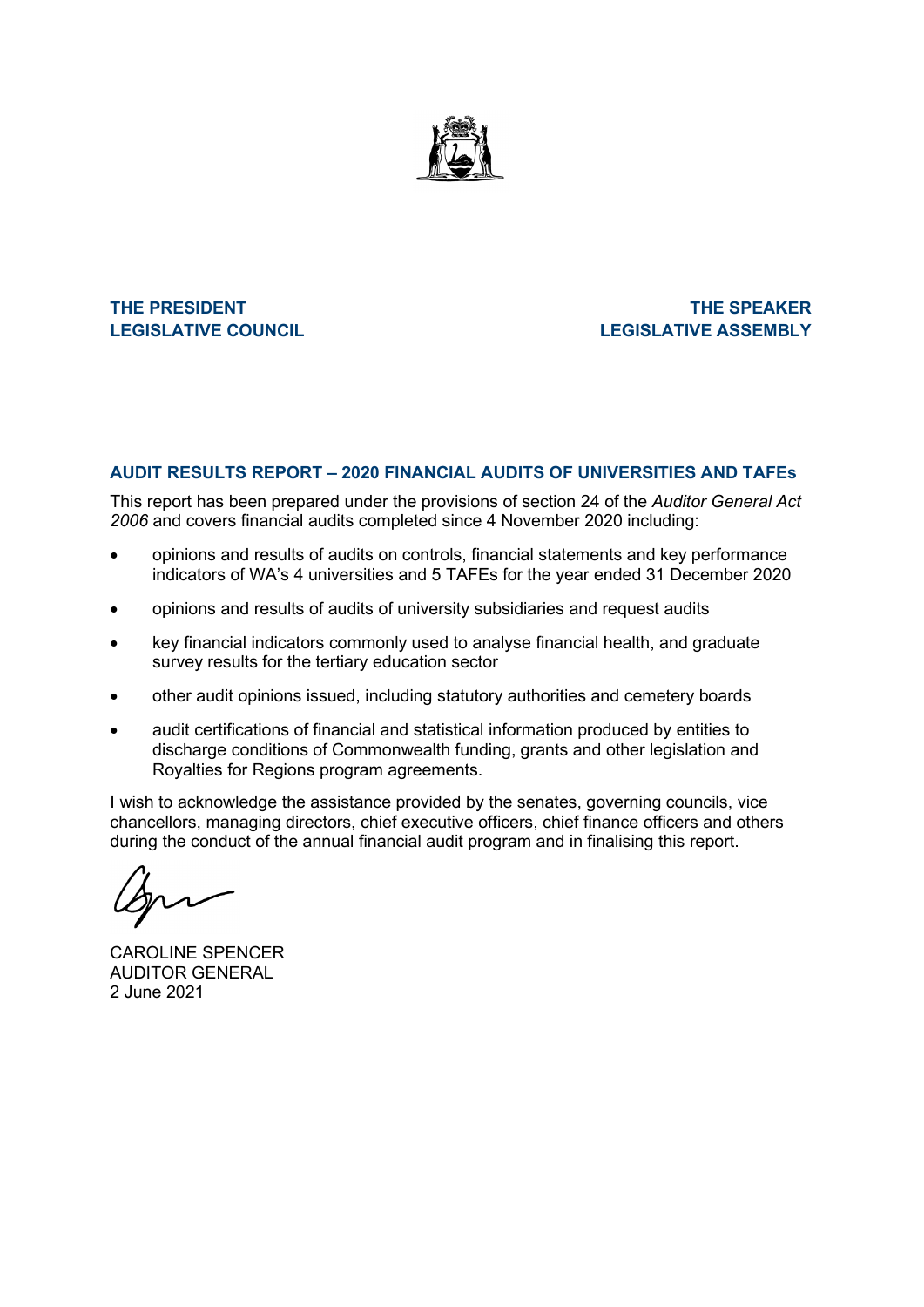**THE PRESIDENT**
**LEGISLATIVE COUNCIL**

**THE SPEAKER**
**LEGISLATIVE ASSEMBLY**

## AUDIT RESULTS REPORT – 2020 FINANCIAL AUDITS OF UNIVERSITIES AND TAFEs

This report has been prepared under the provisions of section 24 of the *Auditor General Act 2006* and covers financial audits completed since 4 November 2020 including:

- opinions and results of audits on controls, financial statements and key performance indicators of WA's 4 universities and 5 TAFEs for the year ended 31 December 2020
- opinions and results of audits of university subsidiaries and request audits
- key financial indicators commonly used to analyse financial health, and graduate survey results for the tertiary education sector
- other audit opinions issued, including statutory authorities and cemetery boards
- audit certifications of financial and statistical information produced by entities to discharge conditions of Commonwealth funding, grants and other legislation and Royalties for Regions program agreements.

I wish to acknowledge the assistance provided by the senates, governing councils, vice chancellors, managing directors, chief executive officers, chief finance officers and others during the conduct of the annual financial audit program and in finalising this report.

CAROLINE SPENCER
AUDITOR GENERAL
2 June 2021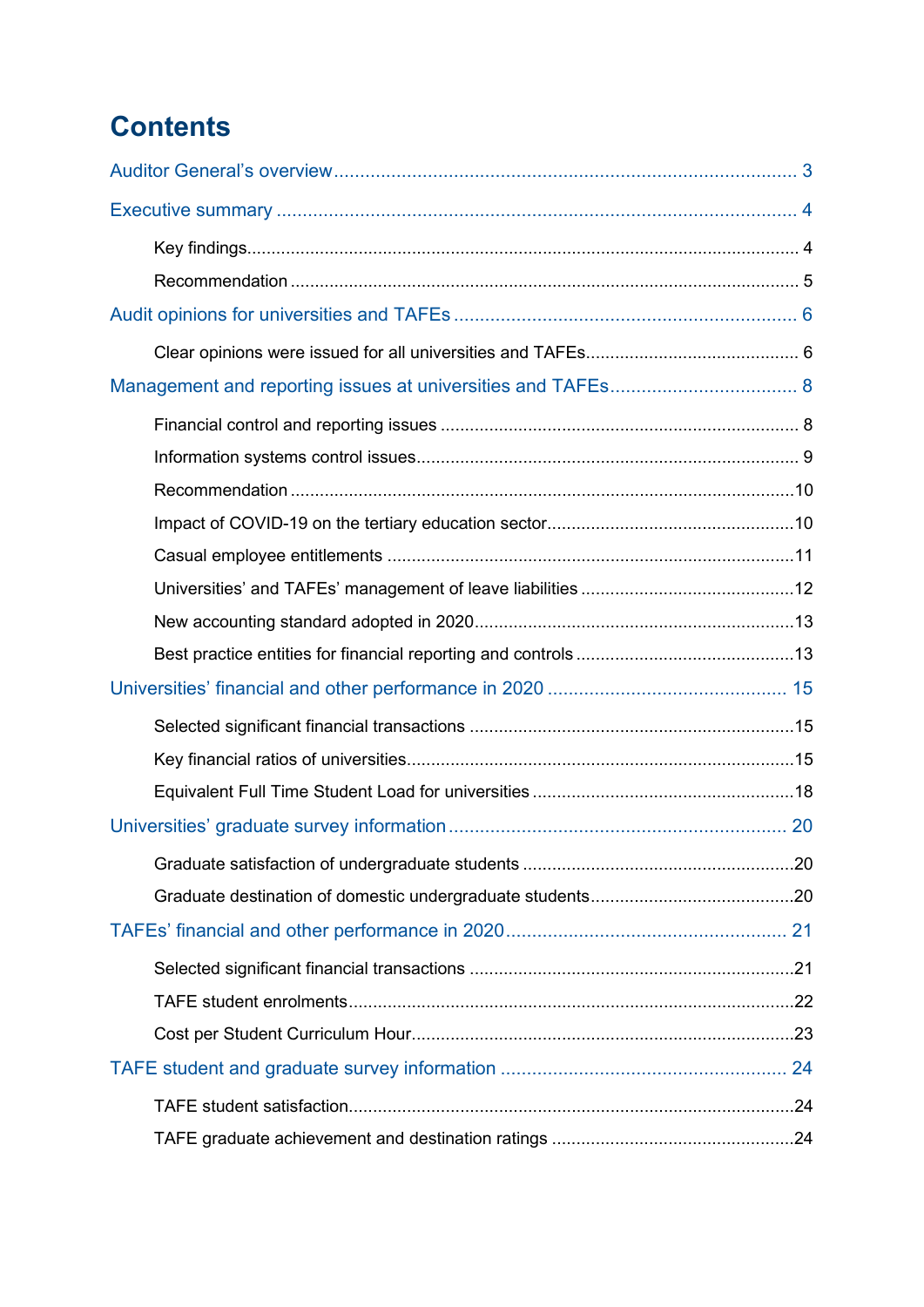# Contents

Auditor General's overview ........................................................................................ 3

Executive summary .................................................................................................... 4

- Key findings ........................................................................................................... 4
- Recommendation .................................................................................................... 5

Audit opinions for universities and TAFEs ................................................................. 6

- Clear opinions were issued for all universities and TAFEs ........................................... 6

Management and reporting issues at universities and TAFEs ................................... 8

- Financial control and reporting issues ........................................................................ 8
- Information systems control issues ............................................................................. 9
- Recommendation .................................................................................................... 10
- Impact of COVID-19 on the tertiary education sector .................................................. 10
- Casual employee entitlements .................................................................................. 11
- Universities' and TAFEs' management of leave liabilities ........................................... 12
- New accounting standard adopted in 2020 ................................................................ 13
- Best practice entities for financial reporting and controls ............................................ 13

Universities' financial and other performance in 2020 ............................................. 15

- Selected significant financial transactions ................................................................. 15
- Key financial ratios of universities ............................................................................. 15
- Equivalent Full Time Student Load for universities ..................................................... 18

Universities' graduate survey information ................................................................ 20

- Graduate satisfaction of undergraduate students ....................................................... 20
- Graduate destination of domestic undergraduate students .......................................... 20

TAFEs' financial and other performance in 2020 ...................................................... 21

- Selected significant financial transactions ................................................................. 21
- TAFE student enrolments ......................................................................................... 22
- Cost per Student Curriculum Hour ............................................................................ 23

TAFE student and graduate survey information ....................................................... 24

- TAFE student satisfaction ......................................................................................... 24
- TAFE graduate achievement and destination ratings .................................................. 24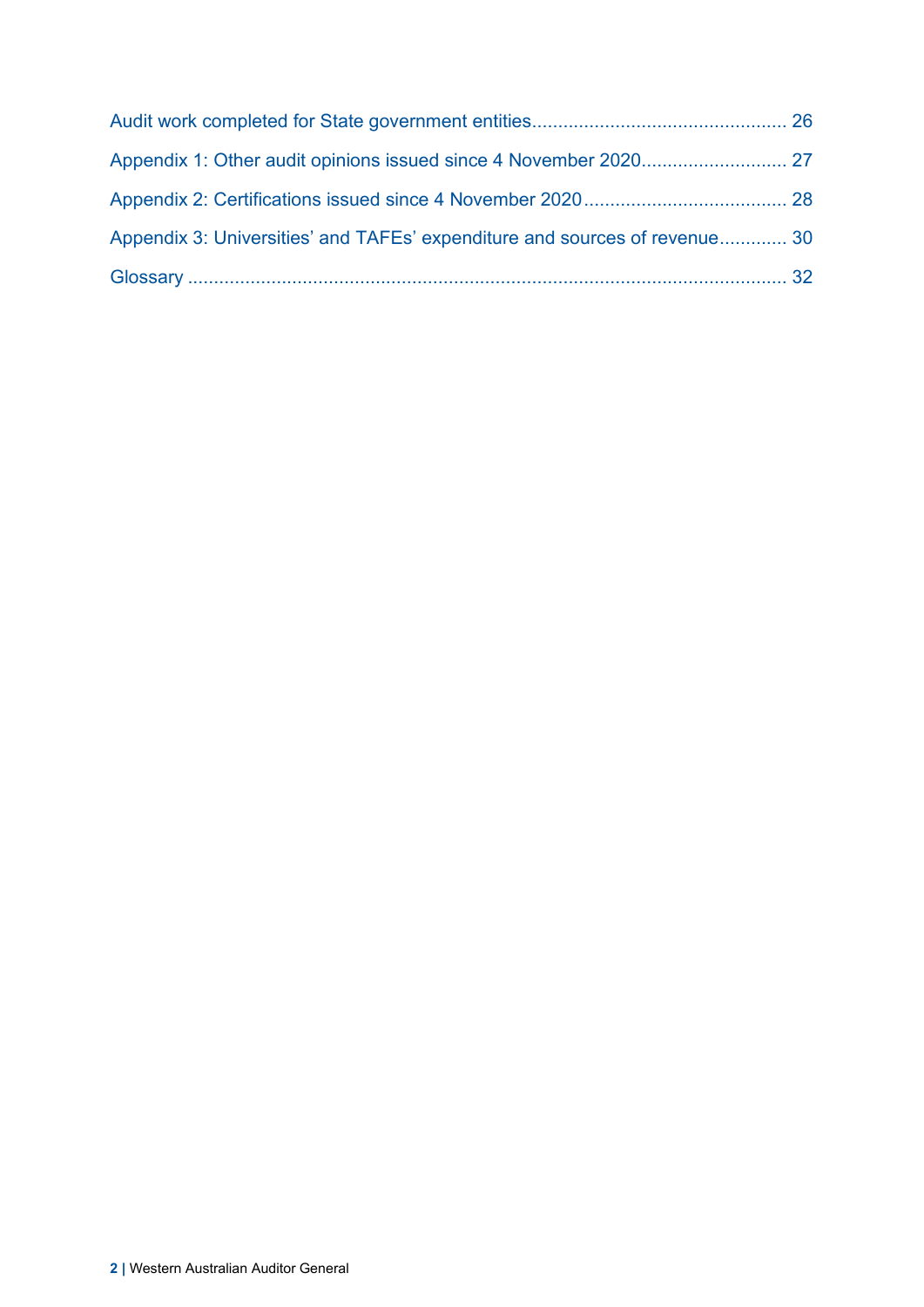Audit work completed for State government entities ................................................ 26

Appendix 1: Other audit opinions issued since 4 November 2020 ........................... 27

Appendix 2: Certifications issued since 4 November 2020 ...................................... 28

Appendix 3: Universities' and TAFEs' expenditure and sources of revenue ............. 30

Glossary ................................................................................................................. 32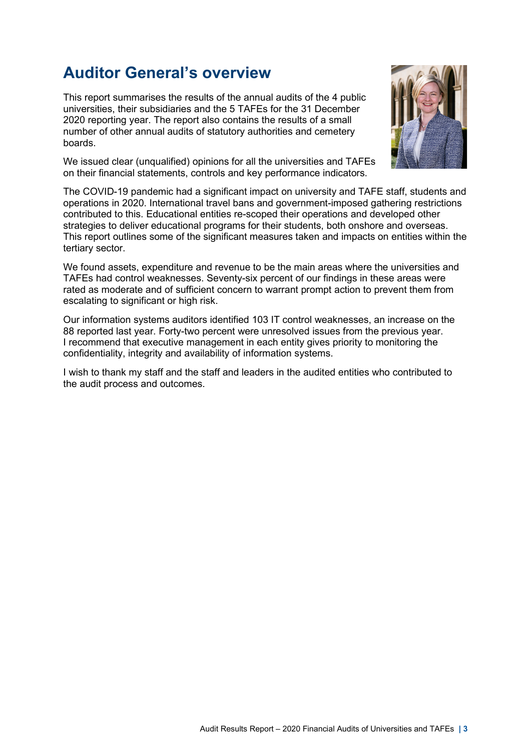# Auditor General's overview

This report summarises the results of the annual audits of the 4 public universities, their subsidiaries and the 5 TAFEs for the 31 December 2020 reporting year. The report also contains the results of a small number of other annual audits of statutory authorities and cemetery boards.

We issued clear (unqualified) opinions for all the universities and TAFEs on their financial statements, controls and key performance indicators.

The COVID-19 pandemic had a significant impact on university and TAFE staff, students and operations in 2020. International travel bans and government-imposed gathering restrictions contributed to this. Educational entities re-scoped their operations and developed other strategies to deliver educational programs for their students, both onshore and overseas. This report outlines some of the significant measures taken and impacts on entities within the tertiary sector.

We found assets, expenditure and revenue to be the main areas where the universities and TAFEs had control weaknesses. Seventy-six percent of our findings in these areas were rated as moderate and of sufficient concern to warrant prompt action to prevent them from escalating to significant or high risk.

Our information systems auditors identified 103 IT control weaknesses, an increase on the 88 reported last year. Forty-two percent were unresolved issues from the previous year. I recommend that executive management in each entity gives priority to monitoring the confidentiality, integrity and availability of information systems.

I wish to thank my staff and the staff and leaders in the audited entities who contributed to the audit process and outcomes.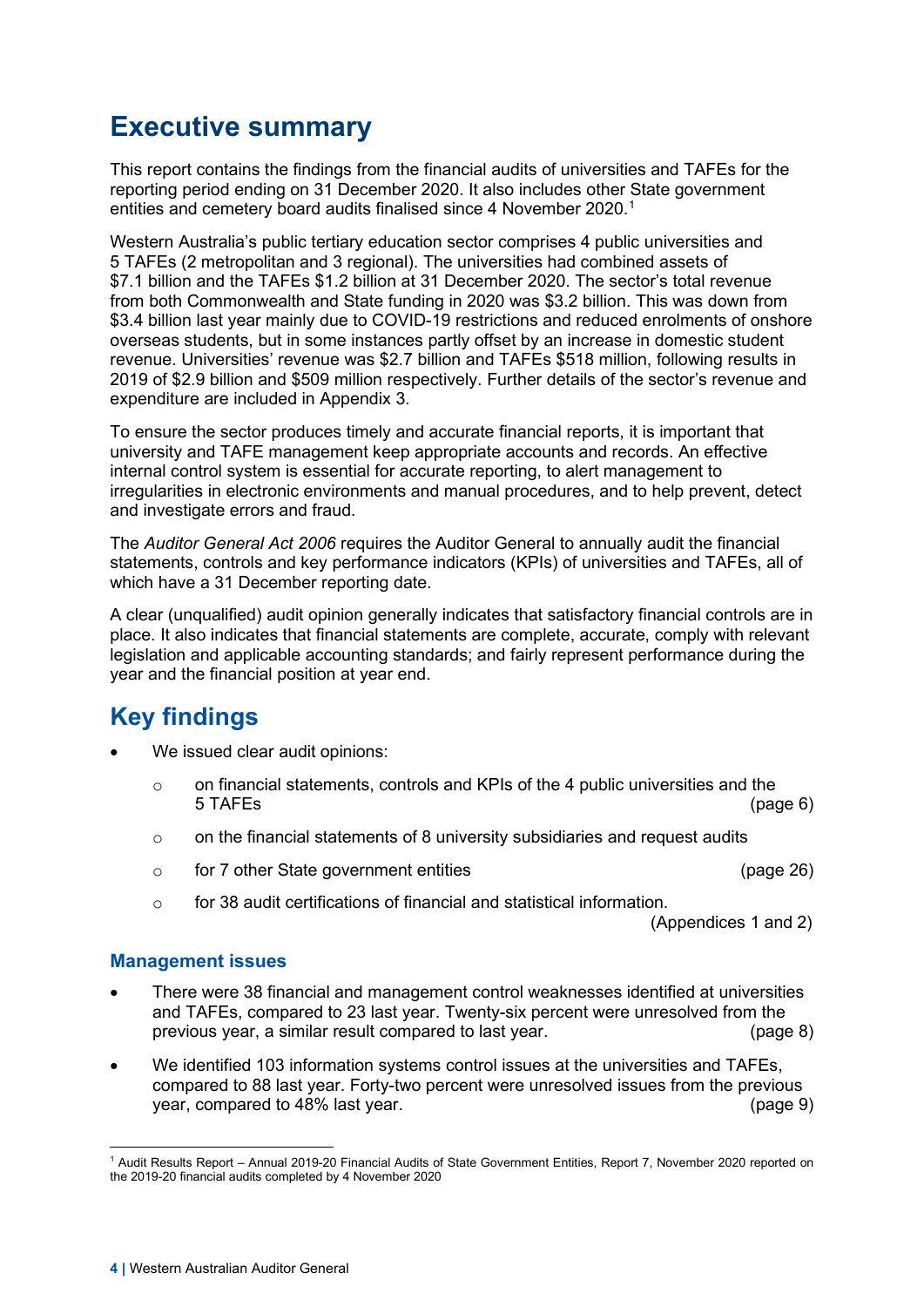# Executive summary

This report contains the findings from the financial audits of universities and TAFEs for the reporting period ending on 31 December 2020. It also includes other State government entities and cemetery board audits finalised since 4 November 2020.[1]

Western Australia's public tertiary education sector comprises 4 public universities and 5 TAFEs (2 metropolitan and 3 regional). The universities had combined assets of $7.1 billion and the TAFEs $1.2 billion at 31 December 2020. The sector's total revenue from both Commonwealth and State funding in 2020 was $3.2 billion. This was down from $3.4 billion last year mainly due to COVID-19 restrictions and reduced enrolments of onshore overseas students, but in some instances partly offset by an increase in domestic student revenue. Universities' revenue was $2.7 billion and TAFEs $518 million, following results in 2019 of $2.9 billion and $509 million respectively. Further details of the sector's revenue and expenditure are included in Appendix 3.

To ensure the sector produces timely and accurate financial reports, it is important that university and TAFE management keep appropriate accounts and records. An effective internal control system is essential for accurate reporting, to alert management to irregularities in electronic environments and manual procedures, and to help prevent, detect and investigate errors and fraud.

The *Auditor General Act 2006* requires the Auditor General to annually audit the financial statements, controls and key performance indicators (KPIs) of universities and TAFEs, all of which have a 31 December reporting date.

A clear (unqualified) audit opinion generally indicates that satisfactory financial controls are in place. It also indicates that financial statements are complete, accurate, comply with relevant legislation and applicable accounting standards; and fairly represent performance during the year and the financial position at year end.

# Key findings

- We issued clear audit opinions:
  - on financial statements, controls and KPIs of the 4 public universities and the 5 TAFEs (page 6)
  - on the financial statements of 8 university subsidiaries and request audits
  - for 7 other State government entities (page 26)
  - for 38 audit certifications of financial and statistical information. (Appendices 1 and 2)

### Management issues

- There were 38 financial and management control weaknesses identified at universities and TAFEs, compared to 23 last year. Twenty-six percent were unresolved from the previous year, a similar result compared to last year. (page 8)
- We identified 103 information systems control issues at the universities and TAFEs, compared to 88 last year. Forty-two percent were unresolved issues from the previous year, compared to 48% last year. (page 9)

[1] Audit Results Report – Annual 2019-20 Financial Audits of State Government Entities, Report 7, November 2020 reported on the 2019-20 financial audits completed by 4 November 2020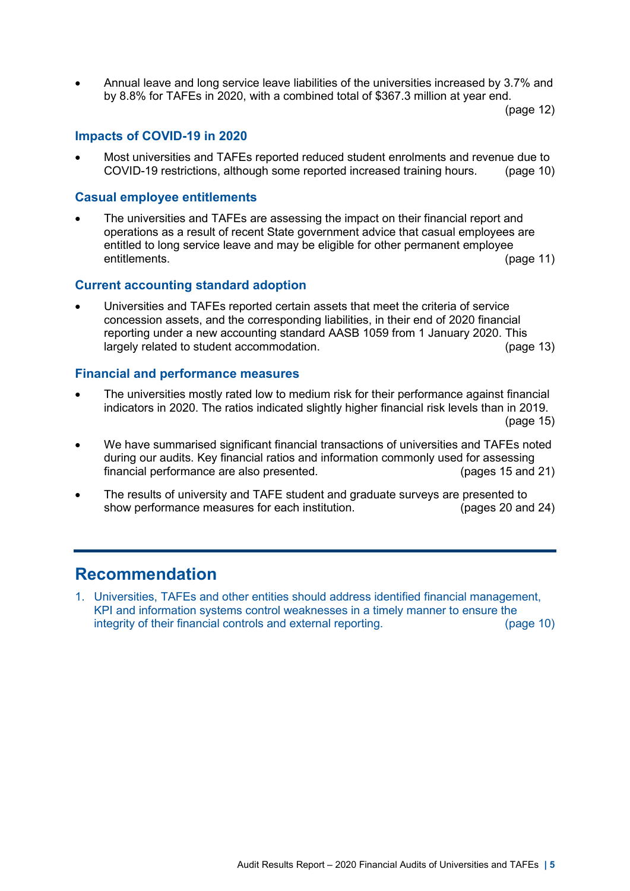- Annual leave and long service leave liabilities of the universities increased by 3.7% and by 8.8% for TAFEs in 2020, with a combined total of $367.3 million at year end. (page 12)

### Impacts of COVID-19 in 2020

- Most universities and TAFEs reported reduced student enrolments and revenue due to COVID-19 restrictions, although some reported increased training hours. (page 10)

### Casual employee entitlements

- The universities and TAFEs are assessing the impact on their financial report and operations as a result of recent State government advice that casual employees are entitled to long service leave and may be eligible for other permanent employee entitlements. (page 11)

### Current accounting standard adoption

- Universities and TAFEs reported certain assets that meet the criteria of service concession assets, and the corresponding liabilities, in their end of 2020 financial reporting under a new accounting standard AASB 1059 from 1 January 2020. This largely related to student accommodation. (page 13)

### Financial and performance measures

- The universities mostly rated low to medium risk for their performance against financial indicators in 2020. The ratios indicated slightly higher financial risk levels than in 2019. (page 15)
- We have summarised significant financial transactions of universities and TAFEs noted during our audits. Key financial ratios and information commonly used for assessing financial performance are also presented. (pages 15 and 21)
- The results of university and TAFE student and graduate surveys are presented to show performance measures for each institution. (pages 20 and 24)

## Recommendation

1. Universities, TAFEs and other entities should address identified financial management, KPI and information systems control weaknesses in a timely manner to ensure the integrity of their financial controls and external reporting. (page 10)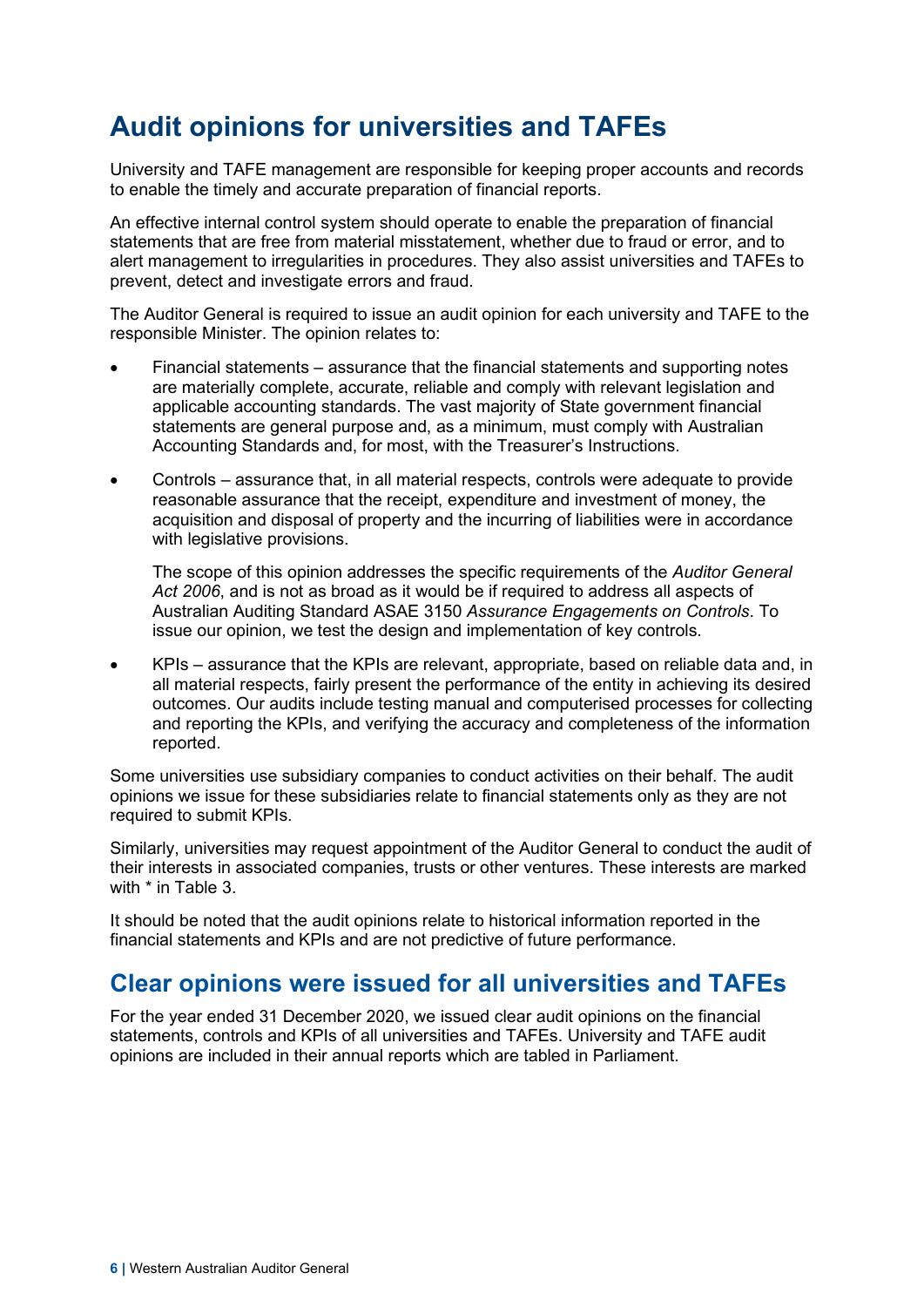# Audit opinions for universities and TAFEs

University and TAFE management are responsible for keeping proper accounts and records to enable the timely and accurate preparation of financial reports.

An effective internal control system should operate to enable the preparation of financial statements that are free from material misstatement, whether due to fraud or error, and to alert management to irregularities in procedures. They also assist universities and TAFEs to prevent, detect and investigate errors and fraud.

The Auditor General is required to issue an audit opinion for each university and TAFE to the responsible Minister. The opinion relates to:

- Financial statements – assurance that the financial statements and supporting notes are materially complete, accurate, reliable and comply with relevant legislation and applicable accounting standards. The vast majority of State government financial statements are general purpose and, as a minimum, must comply with Australian Accounting Standards and, for most, with the Treasurer's Instructions.
- Controls – assurance that, in all material respects, controls were adequate to provide reasonable assurance that the receipt, expenditure and investment of money, the acquisition and disposal of property and the incurring of liabilities were in accordance with legislative provisions.

  The scope of this opinion addresses the specific requirements of the *Auditor General Act 2006*, and is not as broad as it would be if required to address all aspects of Australian Auditing Standard ASAE 3150 *Assurance Engagements on Controls*. To issue our opinion, we test the design and implementation of key controls.
- KPIs – assurance that the KPIs are relevant, appropriate, based on reliable data and, in all material respects, fairly present the performance of the entity in achieving its desired outcomes. Our audits include testing manual and computerised processes for collecting and reporting the KPIs, and verifying the accuracy and completeness of the information reported.

Some universities use subsidiary companies to conduct activities on their behalf. The audit opinions we issue for these subsidiaries relate to financial statements only as they are not required to submit KPIs.

Similarly, universities may request appointment of the Auditor General to conduct the audit of their interests in associated companies, trusts or other ventures. These interests are marked with * in Table 3.

It should be noted that the audit opinions relate to historical information reported in the financial statements and KPIs and are not predictive of future performance.

## Clear opinions were issued for all universities and TAFEs

For the year ended 31 December 2020, we issued clear audit opinions on the financial statements, controls and KPIs of all universities and TAFEs. University and TAFE audit opinions are included in their annual reports which are tabled in Parliament.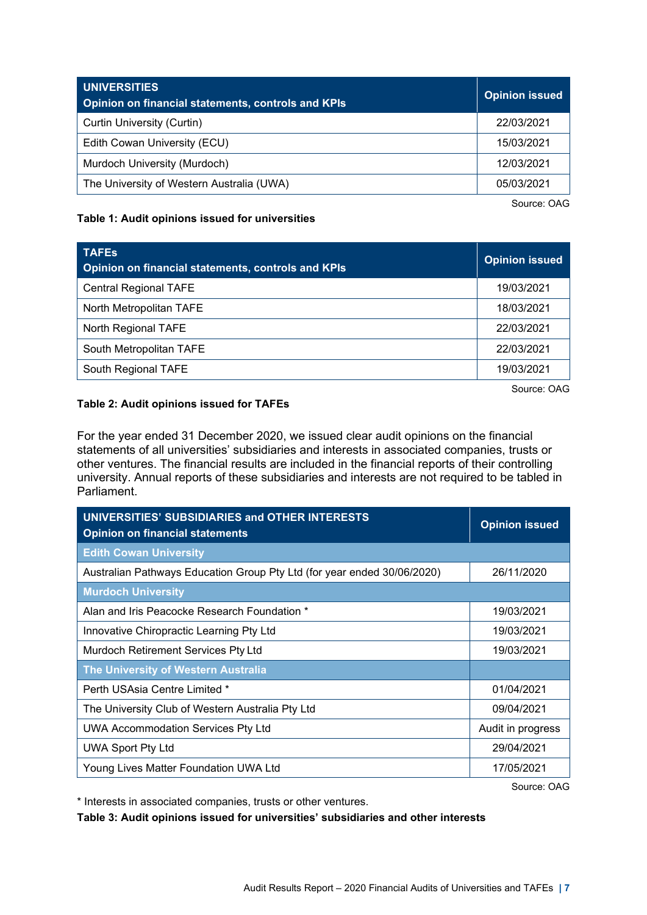| UNIVERSITIES<br>Opinion on financial statements, controls and KPIs | Opinion issued |
|---|---|
| Curtin University (Curtin) | 22/03/2021 |
| Edith Cowan University (ECU) | 15/03/2021 |
| Murdoch University (Murdoch) | 12/03/2021 |
| The University of Western Australia (UWA) | 05/03/2021 |

Source: OAG

**Table 1: Audit opinions issued for universities**

| TAFEs<br>Opinion on financial statements, controls and KPIs | Opinion issued |
|---|---|
| Central Regional TAFE | 19/03/2021 |
| North Metropolitan TAFE | 18/03/2021 |
| North Regional TAFE | 22/03/2021 |
| South Metropolitan TAFE | 22/03/2021 |
| South Regional TAFE | 19/03/2021 |

Source: OAG

**Table 2: Audit opinions issued for TAFEs**

For the year ended 31 December 2020, we issued clear audit opinions on the financial statements of all universities' subsidiaries and interests in associated companies, trusts or other ventures. The financial results are included in the financial reports of their controlling university. Annual reports of these subsidiaries and interests are not required to be tabled in Parliament.

| UNIVERSITIES' SUBSIDIARIES and OTHER INTERESTS<br>Opinion on financial statements | Opinion issued |
|---|---|
| **Edith Cowan University** | |
| Australian Pathways Education Group Pty Ltd (for year ended 30/06/2020) | 26/11/2020 |
| **Murdoch University** | |
| Alan and Iris Peacocke Research Foundation * | 19/03/2021 |
| Innovative Chiropractic Learning Pty Ltd | 19/03/2021 |
| Murdoch Retirement Services Pty Ltd | 19/03/2021 |
| **The University of Western Australia** | |
| Perth USAsia Centre Limited * | 01/04/2021 |
| The University Club of Western Australia Pty Ltd | 09/04/2021 |
| UWA Accommodation Services Pty Ltd | Audit in progress |
| UWA Sport Pty Ltd | 29/04/2021 |
| Young Lives Matter Foundation UWA Ltd | 17/05/2021 |

Source: OAG

* Interests in associated companies, trusts or other ventures.

**Table 3: Audit opinions issued for universities' subsidiaries and other interests**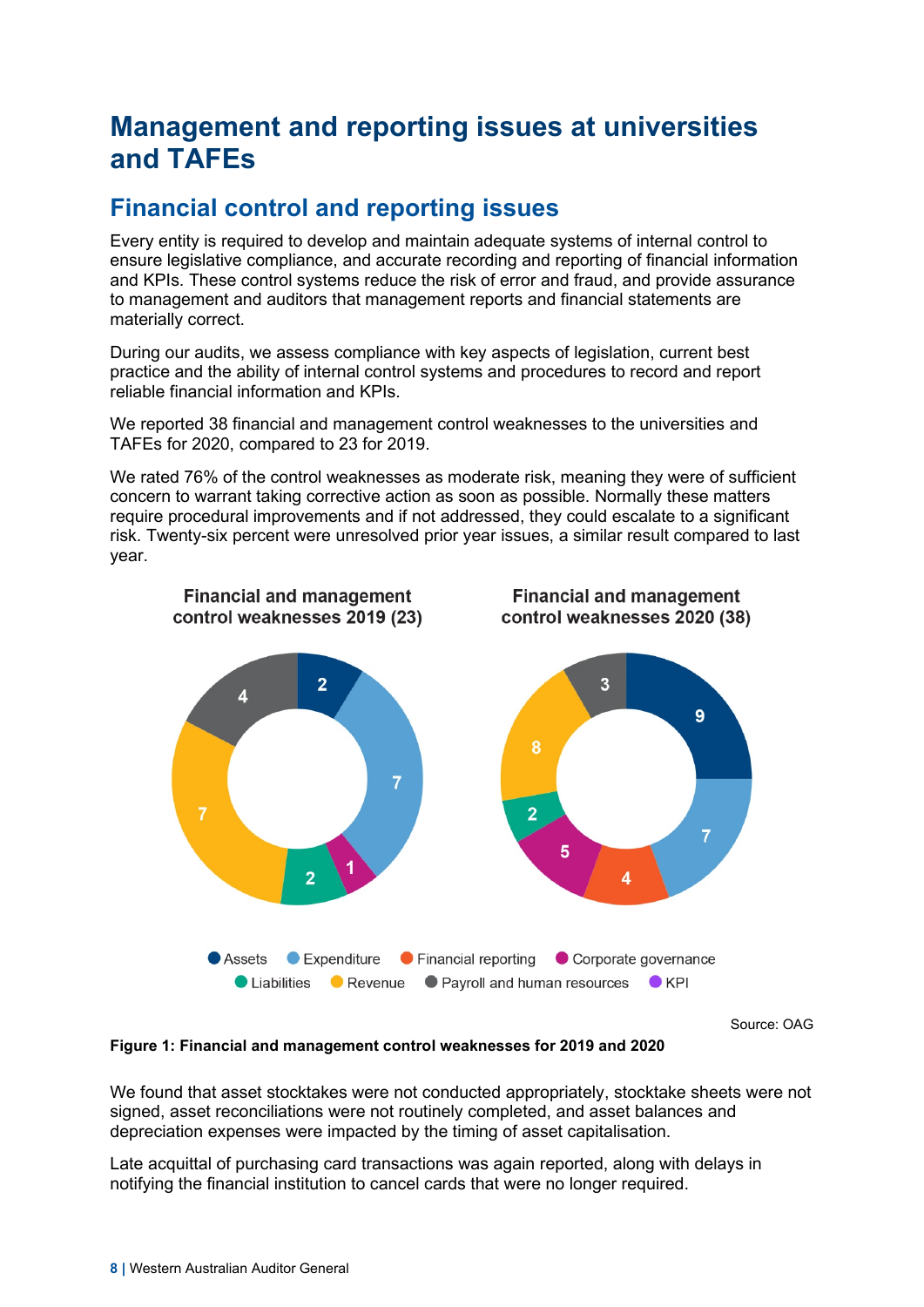# Management and reporting issues at universities and TAFEs

## Financial control and reporting issues

Every entity is required to develop and maintain adequate systems of internal control to ensure legislative compliance, and accurate recording and reporting of financial information and KPIs. These control systems reduce the risk of error and fraud, and provide assurance to management and auditors that management reports and financial statements are materially correct.

During our audits, we assess compliance with key aspects of legislation, current best practice and the ability of internal control systems and procedures to record and report reliable financial information and KPIs.

We reported 38 financial and management control weaknesses to the universities and TAFEs for 2020, compared to 23 for 2019.

We rated 76% of the control weaknesses as moderate risk, meaning they were of sufficient concern to warrant taking corrective action as soon as possible. Normally these matters require procedural improvements and if not addressed, they could escalate to a significant risk. Twenty-six percent were unresolved prior year issues, a similar result compared to last year.

**Financial and management control weaknesses 2019 (23)**

**Financial and management control weaknesses 2020 (38)**

| Category | 2019 | 2020 |
|---|---|---|
| Assets | 2 | 9 |
| Expenditure | 7 | 7 |
| Financial reporting | | 4 |
| Corporate governance | 1 | 5 |
| Liabilities | 2 | 2 |
| Revenue | 7 | 8 |
| Payroll and human resources | 4 | 3 |
| KPI | | |

Source: OAG

**Figure 1: Financial and management control weaknesses for 2019 and 2020**

We found that asset stocktakes were not conducted appropriately, stocktake sheets were not signed, asset reconciliations were not routinely completed, and asset balances and depreciation expenses were impacted by the timing of asset capitalisation.

Late acquittal of purchasing card transactions was again reported, along with delays in notifying the financial institution to cancel cards that were no longer required.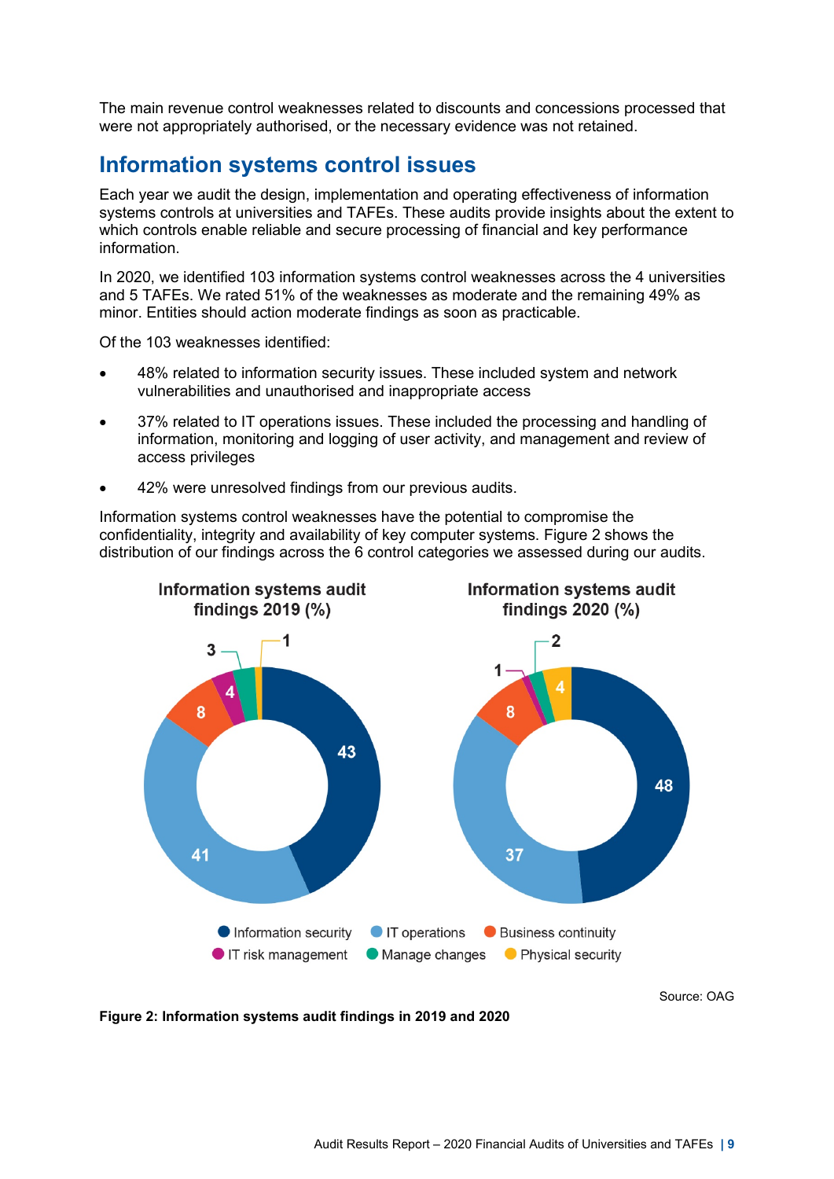The main revenue control weaknesses related to discounts and concessions processed that were not appropriately authorised, or the necessary evidence was not retained.

## Information systems control issues

Each year we audit the design, implementation and operating effectiveness of information systems controls at universities and TAFEs. These audits provide insights about the extent to which controls enable reliable and secure processing of financial and key performance information.

In 2020, we identified 103 information systems control weaknesses across the 4 universities and 5 TAFEs. We rated 51% of the weaknesses as moderate and the remaining 49% as minor. Entities should action moderate findings as soon as practicable.

Of the 103 weaknesses identified:

- 48% related to information security issues. These included system and network vulnerabilities and unauthorised and inappropriate access
- 37% related to IT operations issues. These included the processing and handling of information, monitoring and logging of user activity, and management and review of access privileges
- 42% were unresolved findings from our previous audits.

Information systems control weaknesses have the potential to compromise the confidentiality, integrity and availability of key computer systems. Figure 2 shows the distribution of our findings across the 6 control categories we assessed during our audits.

**Information systems audit findings 2019 (%)**

| Category | 2019 (%) |
|---|---|
| Information security | 43 |
| IT operations | 41 |
| Business continuity | 8 |
| IT risk management | 4 |
| Manage changes | 3 |
| Physical security | 1 |

**Information systems audit findings 2020 (%)**

| Category | 2020 (%) |
|---|---|
| Information security | 48 |
| IT operations | 37 |
| Business continuity | 8 |
| IT risk management | 1 |
| Manage changes | 2 |
| Physical security | 4 |

Source: OAG

**Figure 2: Information systems audit findings in 2019 and 2020**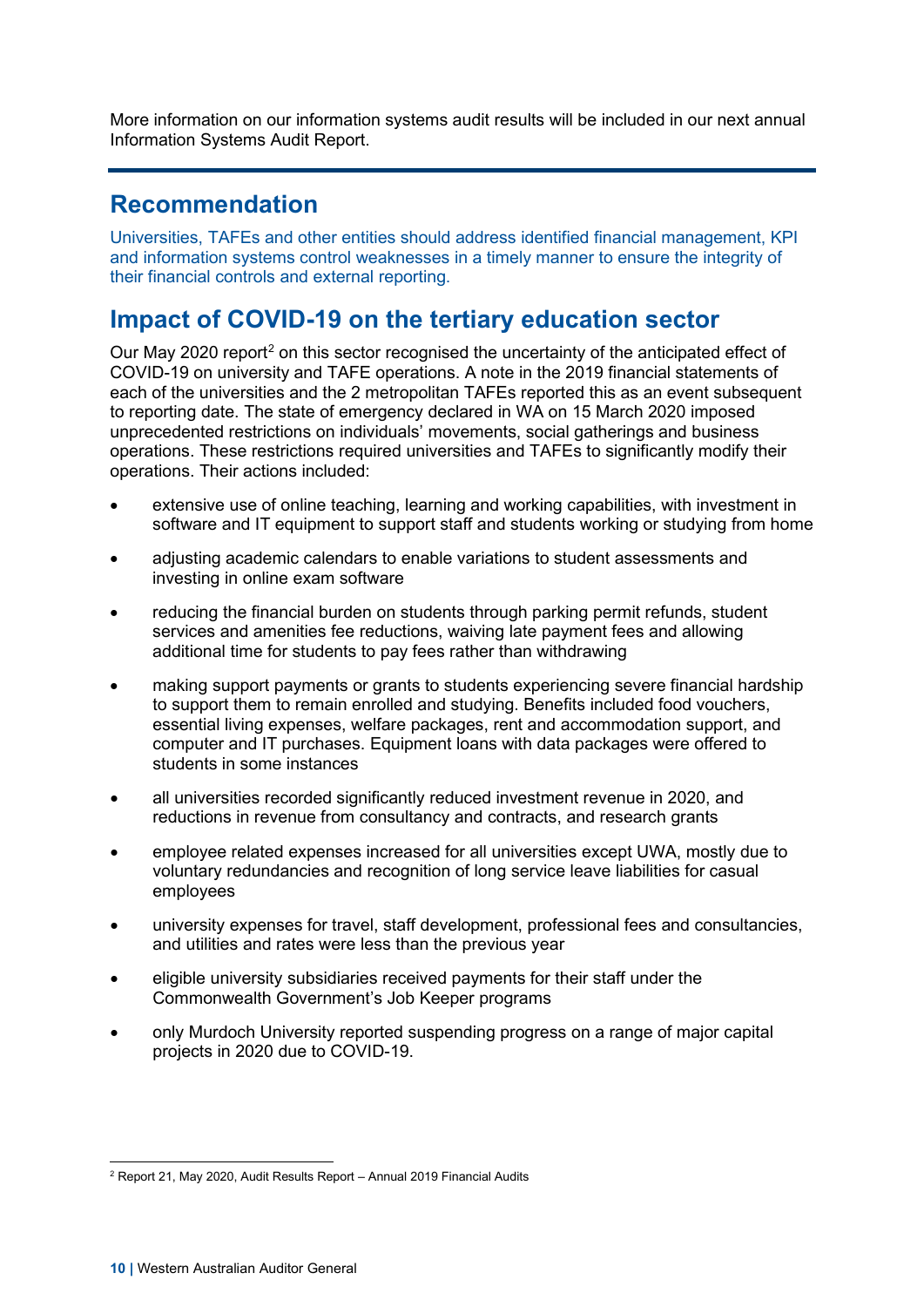More information on our information systems audit results will be included in our next annual Information Systems Audit Report.

## Recommendation

Universities, TAFEs and other entities should address identified financial management, KPI and information systems control weaknesses in a timely manner to ensure the integrity of their financial controls and external reporting.

## Impact of COVID-19 on the tertiary education sector

Our May 2020 report[2] on this sector recognised the uncertainty of the anticipated effect of COVID-19 on university and TAFE operations. A note in the 2019 financial statements of each of the universities and the 2 metropolitan TAFEs reported this as an event subsequent to reporting date. The state of emergency declared in WA on 15 March 2020 imposed unprecedented restrictions on individuals' movements, social gatherings and business operations. These restrictions required universities and TAFEs to significantly modify their operations. Their actions included:

- extensive use of online teaching, learning and working capabilities, with investment in software and IT equipment to support staff and students working or studying from home
- adjusting academic calendars to enable variations to student assessments and investing in online exam software
- reducing the financial burden on students through parking permit refunds, student services and amenities fee reductions, waiving late payment fees and allowing additional time for students to pay fees rather than withdrawing
- making support payments or grants to students experiencing severe financial hardship to support them to remain enrolled and studying. Benefits included food vouchers, essential living expenses, welfare packages, rent and accommodation support, and computer and IT purchases. Equipment loans with data packages were offered to students in some instances
- all universities recorded significantly reduced investment revenue in 2020, and reductions in revenue from consultancy and contracts, and research grants
- employee related expenses increased for all universities except UWA, mostly due to voluntary redundancies and recognition of long service leave liabilities for casual employees
- university expenses for travel, staff development, professional fees and consultancies, and utilities and rates were less than the previous year
- eligible university subsidiaries received payments for their staff under the Commonwealth Government's Job Keeper programs
- only Murdoch University reported suspending progress on a range of major capital projects in 2020 due to COVID-19.

[2] Report 21, May 2020, Audit Results Report – Annual 2019 Financial Audits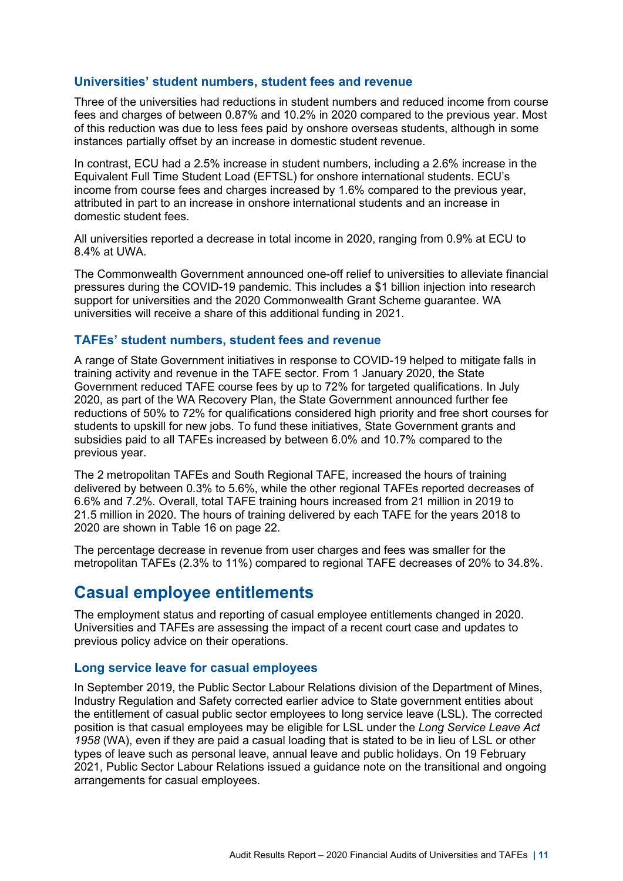### Universities' student numbers, student fees and revenue

Three of the universities had reductions in student numbers and reduced income from course fees and charges of between 0.87% and 10.2% in 2020 compared to the previous year. Most of this reduction was due to less fees paid by onshore overseas students, although in some instances partially offset by an increase in domestic student revenue.

In contrast, ECU had a 2.5% increase in student numbers, including a 2.6% increase in the Equivalent Full Time Student Load (EFTSL) for onshore international students. ECU's income from course fees and charges increased by 1.6% compared to the previous year, attributed in part to an increase in onshore international students and an increase in domestic student fees.

All universities reported a decrease in total income in 2020, ranging from 0.9% at ECU to 8.4% at UWA.

The Commonwealth Government announced one-off relief to universities to alleviate financial pressures during the COVID-19 pandemic. This includes a $1 billion injection into research support for universities and the 2020 Commonwealth Grant Scheme guarantee. WA universities will receive a share of this additional funding in 2021.

### TAFEs' student numbers, student fees and revenue

A range of State Government initiatives in response to COVID-19 helped to mitigate falls in training activity and revenue in the TAFE sector. From 1 January 2020, the State Government reduced TAFE course fees by up to 72% for targeted qualifications. In July 2020, as part of the WA Recovery Plan, the State Government announced further fee reductions of 50% to 72% for qualifications considered high priority and free short courses for students to upskill for new jobs. To fund these initiatives, State Government grants and subsidies paid to all TAFEs increased by between 6.0% and 10.7% compared to the previous year.

The 2 metropolitan TAFEs and South Regional TAFE, increased the hours of training delivered by between 0.3% to 5.6%, while the other regional TAFEs reported decreases of 6.6% and 7.2%. Overall, total TAFE training hours increased from 21 million in 2019 to 21.5 million in 2020. The hours of training delivered by each TAFE for the years 2018 to 2020 are shown in Table 16 on page 22.

The percentage decrease in revenue from user charges and fees was smaller for the metropolitan TAFEs (2.3% to 11%) compared to regional TAFE decreases of 20% to 34.8%.

## Casual employee entitlements

The employment status and reporting of casual employee entitlements changed in 2020. Universities and TAFEs are assessing the impact of a recent court case and updates to previous policy advice on their operations.

### Long service leave for casual employees

In September 2019, the Public Sector Labour Relations division of the Department of Mines, Industry Regulation and Safety corrected earlier advice to State government entities about the entitlement of casual public sector employees to long service leave (LSL). The corrected position is that casual employees may be eligible for LSL under the *Long Service Leave Act 1958* (WA), even if they are paid a casual loading that is stated to be in lieu of LSL or other types of leave such as personal leave, annual leave and public holidays. On 19 February 2021, Public Sector Labour Relations issued a guidance note on the transitional and ongoing arrangements for casual employees.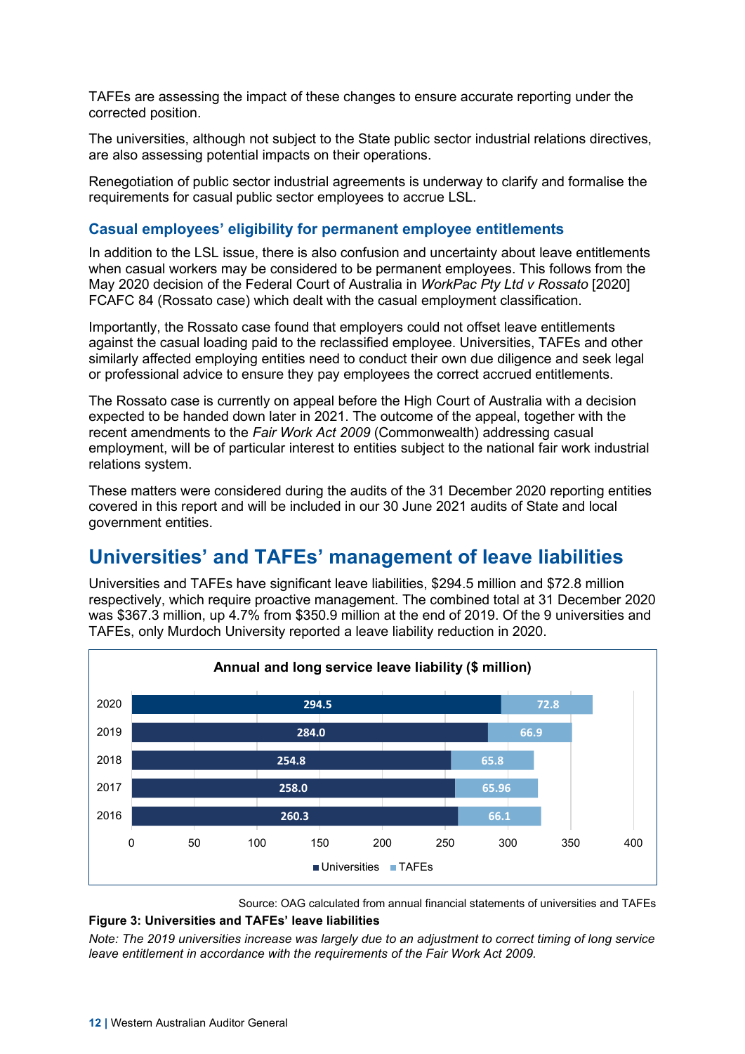TAFEs are assessing the impact of these changes to ensure accurate reporting under the corrected position.

The universities, although not subject to the State public sector industrial relations directives, are also assessing potential impacts on their operations.

Renegotiation of public sector industrial agreements is underway to clarify and formalise the requirements for casual public sector employees to accrue LSL.

### Casual employees' eligibility for permanent employee entitlements

In addition to the LSL issue, there is also confusion and uncertainty about leave entitlements when casual workers may be considered to be permanent employees. This follows from the May 2020 decision of the Federal Court of Australia in *WorkPac Pty Ltd v Rossato* [2020] FCAFC 84 (Rossato case) which dealt with the casual employment classification.

Importantly, the Rossato case found that employers could not offset leave entitlements against the casual loading paid to the reclassified employee. Universities, TAFEs and other similarly affected employing entities need to conduct their own due diligence and seek legal or professional advice to ensure they pay employees the correct accrued entitlements.

The Rossato case is currently on appeal before the High Court of Australia with a decision expected to be handed down later in 2021. The outcome of the appeal, together with the recent amendments to the *Fair Work Act 2009* (Commonwealth) addressing casual employment, will be of particular interest to entities subject to the national fair work industrial relations system.

These matters were considered during the audits of the 31 December 2020 reporting entities covered in this report and will be included in our 30 June 2021 audits of State and local government entities.

## Universities' and TAFEs' management of leave liabilities

Universities and TAFEs have significant leave liabilities, $294.5 million and $72.8 million respectively, which require proactive management. The combined total at 31 December 2020 was $367.3 million, up 4.7% from $350.9 million at the end of 2019. Of the 9 universities and TAFEs, only Murdoch University reported a leave liability reduction in 2020.

**Annual and long service leave liability ($ million)**

| Year | Universities | TAFEs |
|---|---|---|
| 2020 | 294.5 | 72.8 |
| 2019 | 284.0 | 66.9 |
| 2018 | 254.8 | 65.8 |
| 2017 | 258.0 | 65.96 |
| 2016 | 260.3 | 66.1 |

Source: OAG calculated from annual financial statements of universities and TAFEs

**Figure 3: Universities and TAFEs' leave liabilities**

*Note: The 2019 universities increase was largely due to an adjustment to correct timing of long service leave entitlement in accordance with the requirements of the Fair Work Act 2009.*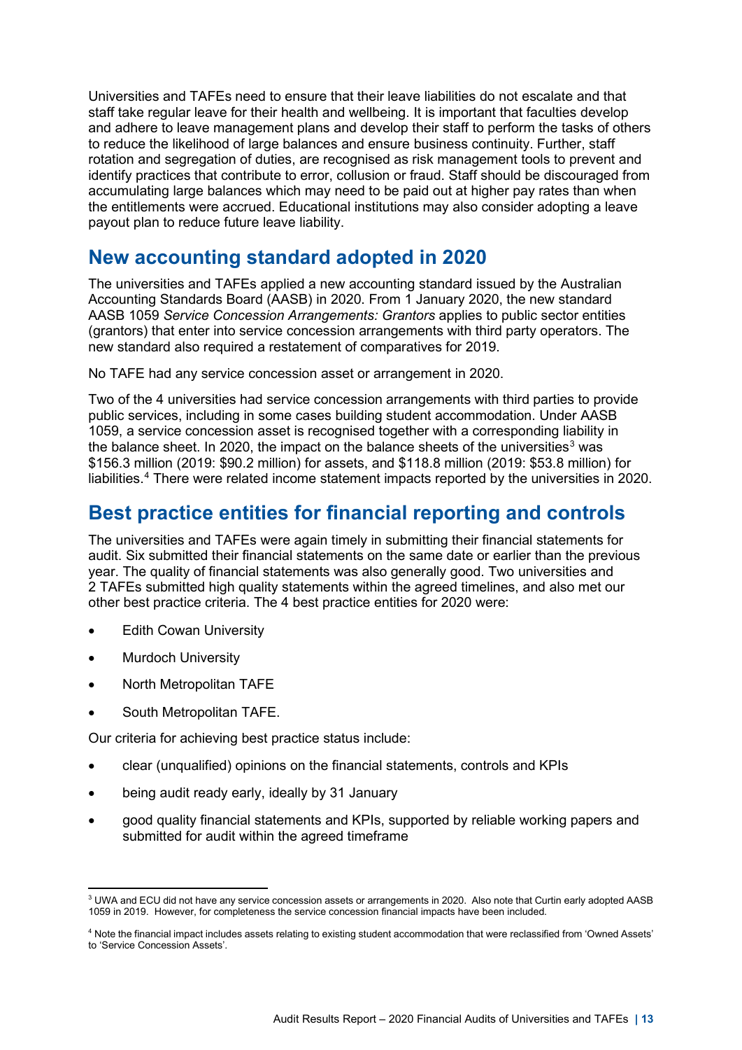Universities and TAFEs need to ensure that their leave liabilities do not escalate and that staff take regular leave for their health and wellbeing. It is important that faculties develop and adhere to leave management plans and develop their staff to perform the tasks of others to reduce the likelihood of large balances and ensure business continuity. Further, staff rotation and segregation of duties, are recognised as risk management tools to prevent and identify practices that contribute to error, collusion or fraud. Staff should be discouraged from accumulating large balances which may need to be paid out at higher pay rates than when the entitlements were accrued. Educational institutions may also consider adopting a leave payout plan to reduce future leave liability.

## New accounting standard adopted in 2020

The universities and TAFEs applied a new accounting standard issued by the Australian Accounting Standards Board (AASB) in 2020. From 1 January 2020, the new standard AASB 1059 *Service Concession Arrangements: Grantors* applies to public sector entities (grantors) that enter into service concession arrangements with third party operators. The new standard also required a restatement of comparatives for 2019.

No TAFE had any service concession asset or arrangement in 2020.

Two of the 4 universities had service concession arrangements with third parties to provide public services, including in some cases building student accommodation. Under AASB 1059, a service concession asset is recognised together with a corresponding liability in the balance sheet. In 2020, the impact on the balance sheets of the universities[3] was $156.3 million (2019: $90.2 million) for assets, and $118.8 million (2019: $53.8 million) for liabilities.[4] There were related income statement impacts reported by the universities in 2020.

## Best practice entities for financial reporting and controls

The universities and TAFEs were again timely in submitting their financial statements for audit. Six submitted their financial statements on the same date or earlier than the previous year. The quality of financial statements was also generally good. Two universities and 2 TAFEs submitted high quality statements within the agreed timelines, and also met our other best practice criteria. The 4 best practice entities for 2020 were:

- Edith Cowan University
- Murdoch University
- North Metropolitan TAFE
- South Metropolitan TAFE.

Our criteria for achieving best practice status include:

- clear (unqualified) opinions on the financial statements, controls and KPIs
- being audit ready early, ideally by 31 January
- good quality financial statements and KPIs, supported by reliable working papers and submitted for audit within the agreed timeframe

[3] UWA and ECU did not have any service concession assets or arrangements in 2020. Also note that Curtin early adopted AASB 1059 in 2019. However, for completeness the service concession financial impacts have been included.

[4] Note the financial impact includes assets relating to existing student accommodation that were reclassified from 'Owned Assets' to 'Service Concession Assets'.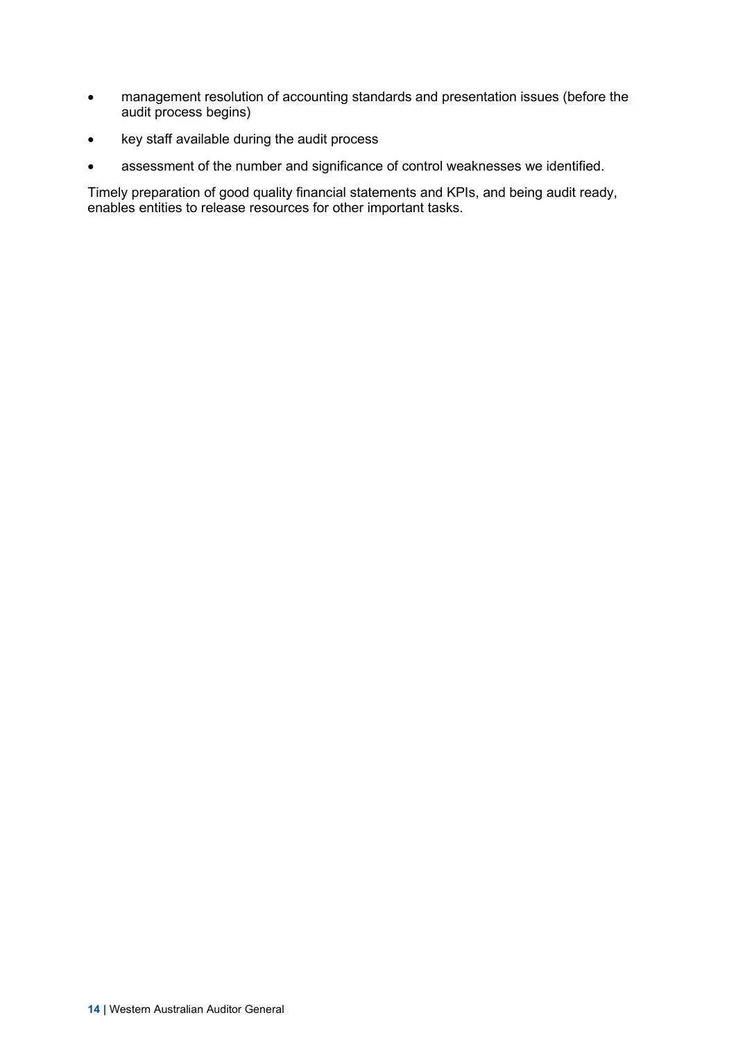- management resolution of accounting standards and presentation issues (before the audit process begins)
- key staff available during the audit process
- assessment of the number and significance of control weaknesses we identified.

Timely preparation of good quality financial statements and KPIs, and being audit ready, enables entities to release resources for other important tasks.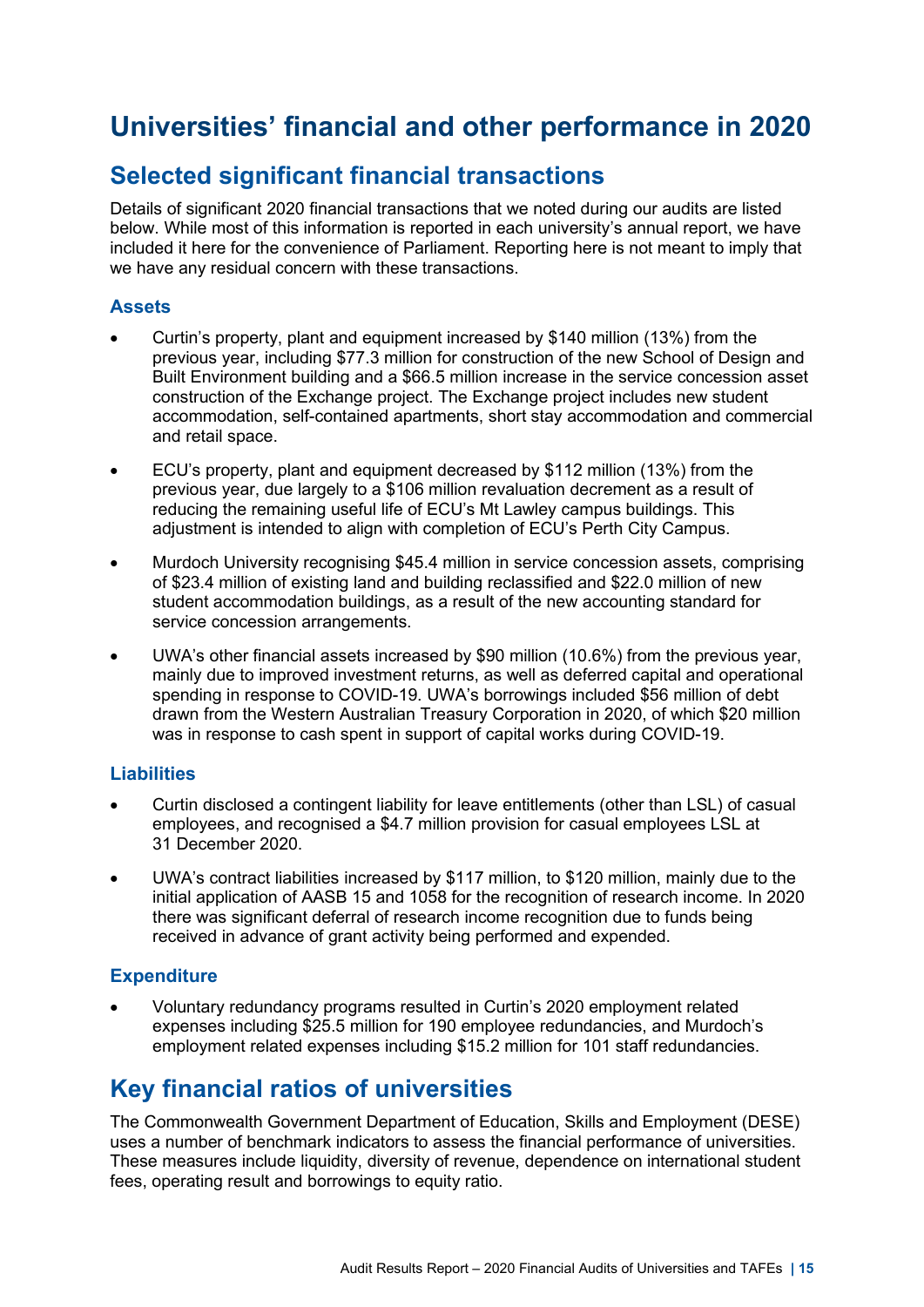# Universities' financial and other performance in 2020

## Selected significant financial transactions

Details of significant 2020 financial transactions that we noted during our audits are listed below. While most of this information is reported in each university's annual report, we have included it here for the convenience of Parliament. Reporting here is not meant to imply that we have any residual concern with these transactions.

### Assets

- Curtin's property, plant and equipment increased by $140 million (13%) from the previous year, including $77.3 million for construction of the new School of Design and Built Environment building and a $66.5 million increase in the service concession asset construction of the Exchange project. The Exchange project includes new student accommodation, self-contained apartments, short stay accommodation and commercial and retail space.
- ECU's property, plant and equipment decreased by $112 million (13%) from the previous year, due largely to a $106 million revaluation decrement as a result of reducing the remaining useful life of ECU's Mt Lawley campus buildings. This adjustment is intended to align with completion of ECU's Perth City Campus.
- Murdoch University recognising $45.4 million in service concession assets, comprising of $23.4 million of existing land and building reclassified and $22.0 million of new student accommodation buildings, as a result of the new accounting standard for service concession arrangements.
- UWA's other financial assets increased by $90 million (10.6%) from the previous year, mainly due to improved investment returns, as well as deferred capital and operational spending in response to COVID-19. UWA's borrowings included $56 million of debt drawn from the Western Australian Treasury Corporation in 2020, of which $20 million was in response to cash spent in support of capital works during COVID-19.

### Liabilities

- Curtin disclosed a contingent liability for leave entitlements (other than LSL) of casual employees, and recognised a $4.7 million provision for casual employees LSL at 31 December 2020.
- UWA's contract liabilities increased by $117 million, to $120 million, mainly due to the initial application of AASB 15 and 1058 for the recognition of research income. In 2020 there was significant deferral of research income recognition due to funds being received in advance of grant activity being performed and expended.

### Expenditure

- Voluntary redundancy programs resulted in Curtin's 2020 employment related expenses including $25.5 million for 190 employee redundancies, and Murdoch's employment related expenses including $15.2 million for 101 staff redundancies.

## Key financial ratios of universities

The Commonwealth Government Department of Education, Skills and Employment (DESE) uses a number of benchmark indicators to assess the financial performance of universities. These measures include liquidity, diversity of revenue, dependence on international student fees, operating result and borrowings to equity ratio.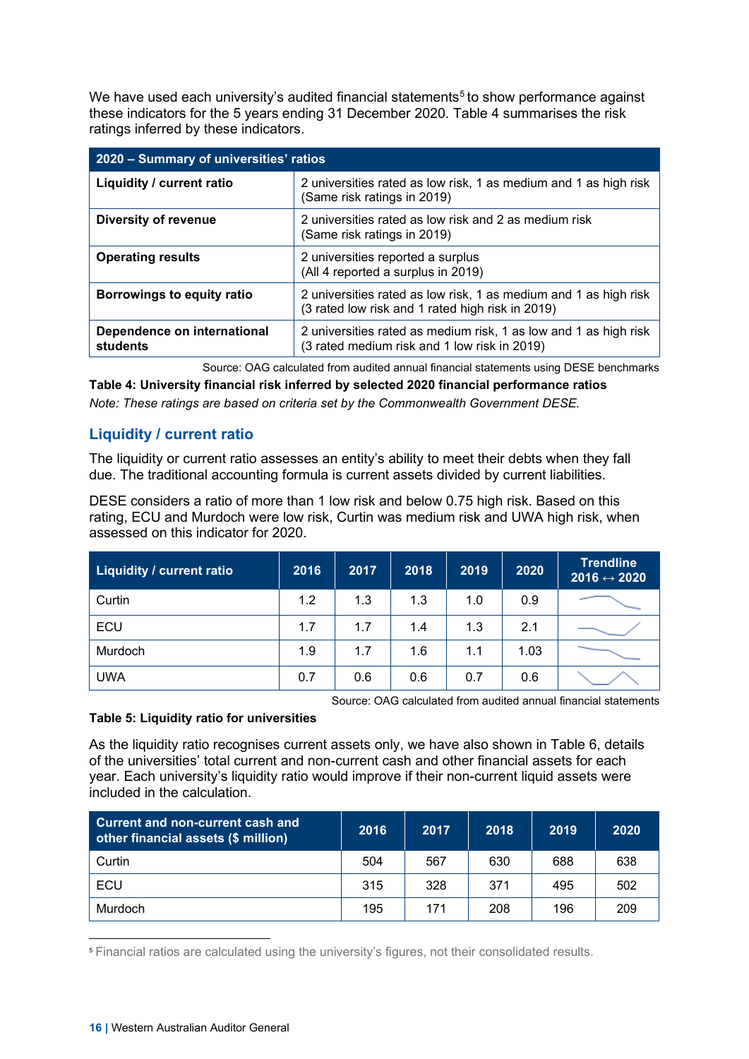We have used each university's audited financial statements[5] to show performance against these indicators for the 5 years ending 31 December 2020. Table 4 summarises the risk ratings inferred by these indicators.

| 2020 – Summary of universities' ratios | |
|---|---|
| **Liquidity / current ratio** | 2 universities rated as low risk, 1 as medium and 1 as high risk (Same risk ratings in 2019) |
| **Diversity of revenue** | 2 universities rated as low risk and 2 as medium risk (Same risk ratings in 2019) |
| **Operating results** | 2 universities reported a surplus (All 4 reported a surplus in 2019) |
| **Borrowings to equity ratio** | 2 universities rated as low risk, 1 as medium and 1 as high risk (3 rated low risk and 1 rated high risk in 2019) |
| **Dependence on international students** | 2 universities rated as medium risk, 1 as low and 1 as high risk (3 rated medium risk and 1 low risk in 2019) |

Source: OAG calculated from audited annual financial statements using DESE benchmarks

**Table 4: University financial risk inferred by selected 2020 financial performance ratios**

*Note: These ratings are based on criteria set by the Commonwealth Government DESE.*

## Liquidity / current ratio

The liquidity or current ratio assesses an entity's ability to meet their debts when they fall due. The traditional accounting formula is current assets divided by current liabilities.

DESE considers a ratio of more than 1 low risk and below 0.75 high risk. Based on this rating, ECU and Murdoch were low risk, Curtin was medium risk and UWA high risk, when assessed on this indicator for 2020.

| Liquidity / current ratio | 2016 | 2017 | 2018 | 2019 | 2020 | Trendline 2016 ↔ 2020 |
|---|---|---|---|---|---|---|
| Curtin | 1.2 | 1.3 | 1.3 | 1.0 | 0.9 | |
| ECU | 1.7 | 1.7 | 1.4 | 1.3 | 2.1 | |
| Murdoch | 1.9 | 1.7 | 1.6 | 1.1 | 1.03 | |
| UWA | 0.7 | 0.6 | 0.6 | 0.7 | 0.6 | |

Source: OAG calculated from audited annual financial statements

**Table 5: Liquidity ratio for universities**

As the liquidity ratio recognises current assets only, we have also shown in Table 6, details of the universities' total current and non-current cash and other financial assets for each year. Each university's liquidity ratio would improve if their non-current liquid assets were included in the calculation.

| Current and non-current cash and other financial assets ($ million) | 2016 | 2017 | 2018 | 2019 | 2020 |
|---|---|---|---|---|---|
| Curtin | 504 | 567 | 630 | 688 | 638 |
| ECU | 315 | 328 | 371 | 495 | 502 |
| Murdoch | 195 | 171 | 208 | 196 | 209 |

[5] Financial ratios are calculated using the university's figures, not their consolidated results.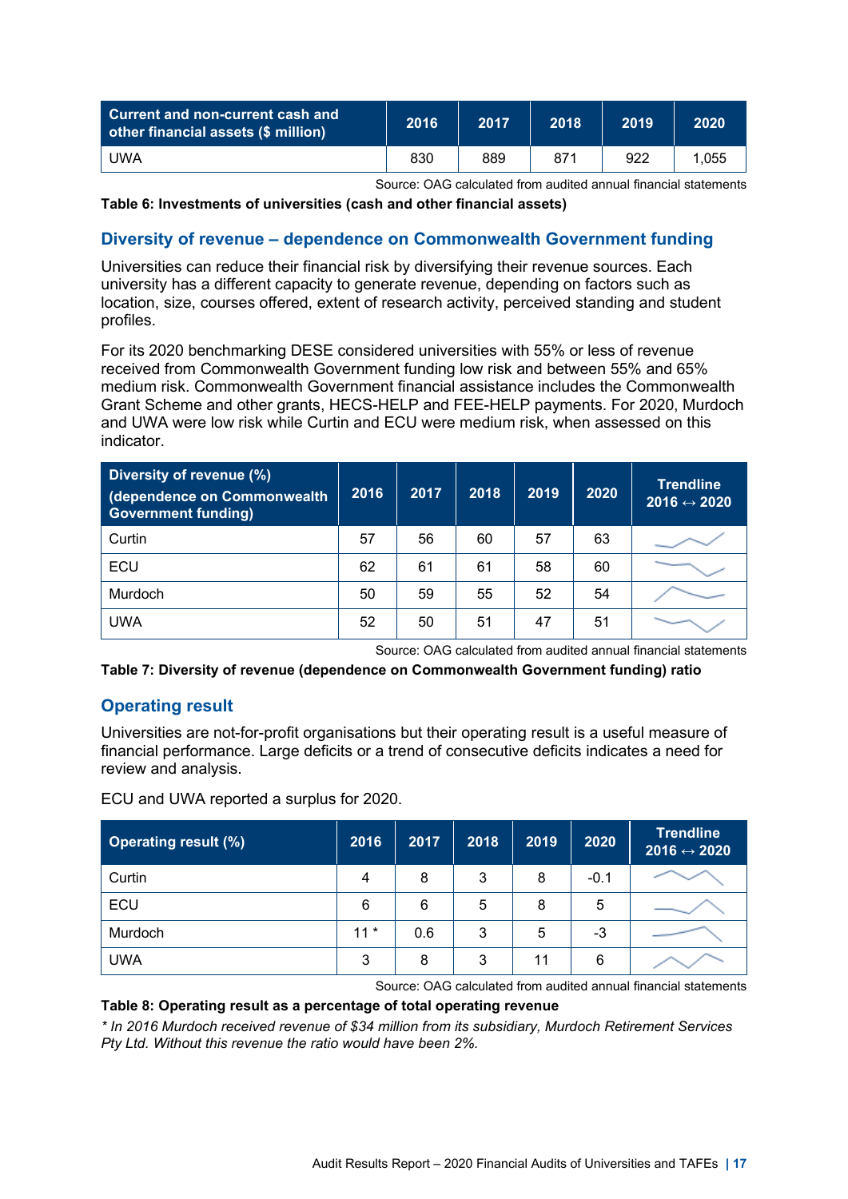| Current and non-current cash and other financial assets ($ million) | 2016 | 2017 | 2018 | 2019 | 2020 |
|---|---|---|---|---|---|
| UWA | 830 | 889 | 871 | 922 | 1,055 |

Source: OAG calculated from audited annual financial statements

**Table 6: Investments of universities (cash and other financial assets)**

## Diversity of revenue – dependence on Commonwealth Government funding

Universities can reduce their financial risk by diversifying their revenue sources. Each university has a different capacity to generate revenue, depending on factors such as location, size, courses offered, extent of research activity, perceived standing and student profiles.

For its 2020 benchmarking DESE considered universities with 55% or less of revenue received from Commonwealth Government funding low risk and between 55% and 65% medium risk. Commonwealth Government financial assistance includes the Commonwealth Grant Scheme and other grants, HECS-HELP and FEE-HELP payments. For 2020, Murdoch and UWA were low risk while Curtin and ECU were medium risk, when assessed on this indicator.

| Diversity of revenue (%) (dependence on Commonwealth Government funding) | 2016 | 2017 | 2018 | 2019 | 2020 | Trendline 2016 ↔ 2020 |
|---|---|---|---|---|---|---|
| Curtin | 57 | 56 | 60 | 57 | 63 | |
| ECU | 62 | 61 | 61 | 58 | 60 | |
| Murdoch | 50 | 59 | 55 | 52 | 54 | |
| UWA | 52 | 50 | 51 | 47 | 51 | |

Source: OAG calculated from audited annual financial statements

**Table 7: Diversity of revenue (dependence on Commonwealth Government funding) ratio**

## Operating result

Universities are not-for-profit organisations but their operating result is a useful measure of financial performance. Large deficits or a trend of consecutive deficits indicates a need for review and analysis.

ECU and UWA reported a surplus for 2020.

| Operating result (%) | 2016 | 2017 | 2018 | 2019 | 2020 | Trendline 2016 ↔ 2020 |
|---|---|---|---|---|---|---|
| Curtin | 4 | 8 | 3 | 8 | -0.1 | |
| ECU | 6 | 6 | 5 | 8 | 5 | |
| Murdoch | 11 * | 0.6 | 3 | 5 | -3 | |
| UWA | 3 | 8 | 3 | 11 | 6 | |

Source: OAG calculated from audited annual financial statements

**Table 8: Operating result as a percentage of total operating revenue**

*\* In 2016 Murdoch received revenue of $34 million from its subsidiary, Murdoch Retirement Services Pty Ltd. Without this revenue the ratio would have been 2%.*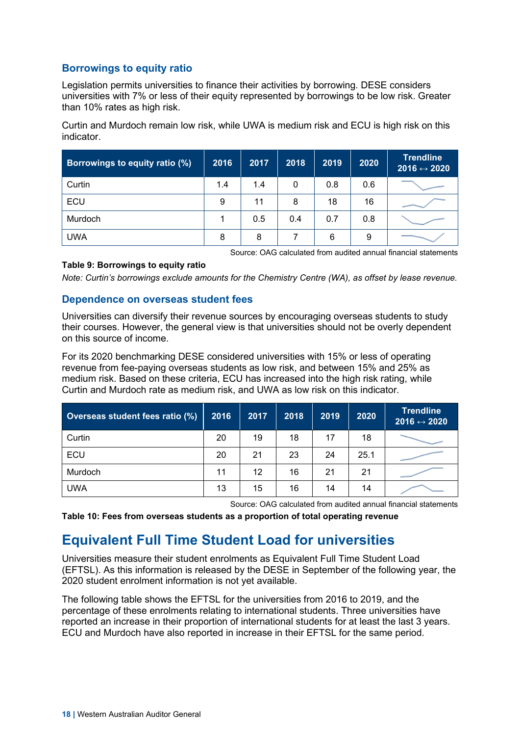### Borrowings to equity ratio

Legislation permits universities to finance their activities by borrowing. DESE considers universities with 7% or less of their equity represented by borrowings to be low risk. Greater than 10% rates as high risk.

Curtin and Murdoch remain low risk, while UWA is medium risk and ECU is high risk on this indicator.

| Borrowings to equity ratio (%) | 2016 | 2017 | 2018 | 2019 | 2020 | Trendline 2016 ↔ 2020 |
|---|---|---|---|---|---|---|
| Curtin | 1.4 | 1.4 | 0 | 0.8 | 0.6 | |
| ECU | 9 | 11 | 8 | 18 | 16 | |
| Murdoch | 1 | 0.5 | 0.4 | 0.7 | 0.8 | |
| UWA | 8 | 8 | 7 | 6 | 9 | |

Source: OAG calculated from audited annual financial statements

**Table 9: Borrowings to equity ratio**

*Note: Curtin's borrowings exclude amounts for the Chemistry Centre (WA), as offset by lease revenue.*

### Dependence on overseas student fees

Universities can diversify their revenue sources by encouraging overseas students to study their courses. However, the general view is that universities should not be overly dependent on this source of income.

For its 2020 benchmarking DESE considered universities with 15% or less of operating revenue from fee-paying overseas students as low risk, and between 15% and 25% as medium risk. Based on these criteria, ECU has increased into the high risk rating, while Curtin and Murdoch rate as medium risk, and UWA as low risk on this indicator.

| Overseas student fees ratio (%) | 2016 | 2017 | 2018 | 2019 | 2020 | Trendline 2016 ↔ 2020 |
|---|---|---|---|---|---|---|
| Curtin | 20 | 19 | 18 | 17 | 18 | |
| ECU | 20 | 21 | 23 | 24 | 25.1 | |
| Murdoch | 11 | 12 | 16 | 21 | 21 | |
| UWA | 13 | 15 | 16 | 14 | 14 | |

Source: OAG calculated from audited annual financial statements

**Table 10: Fees from overseas students as a proportion of total operating revenue**

## Equivalent Full Time Student Load for universities

Universities measure their student enrolments as Equivalent Full Time Student Load (EFTSL). As this information is released by the DESE in September of the following year, the 2020 student enrolment information is not yet available.

The following table shows the EFTSL for the universities from 2016 to 2019, and the percentage of these enrolments relating to international students. Three universities have reported an increase in their proportion of international students for at least the last 3 years. ECU and Murdoch have also reported in increase in their EFTSL for the same period.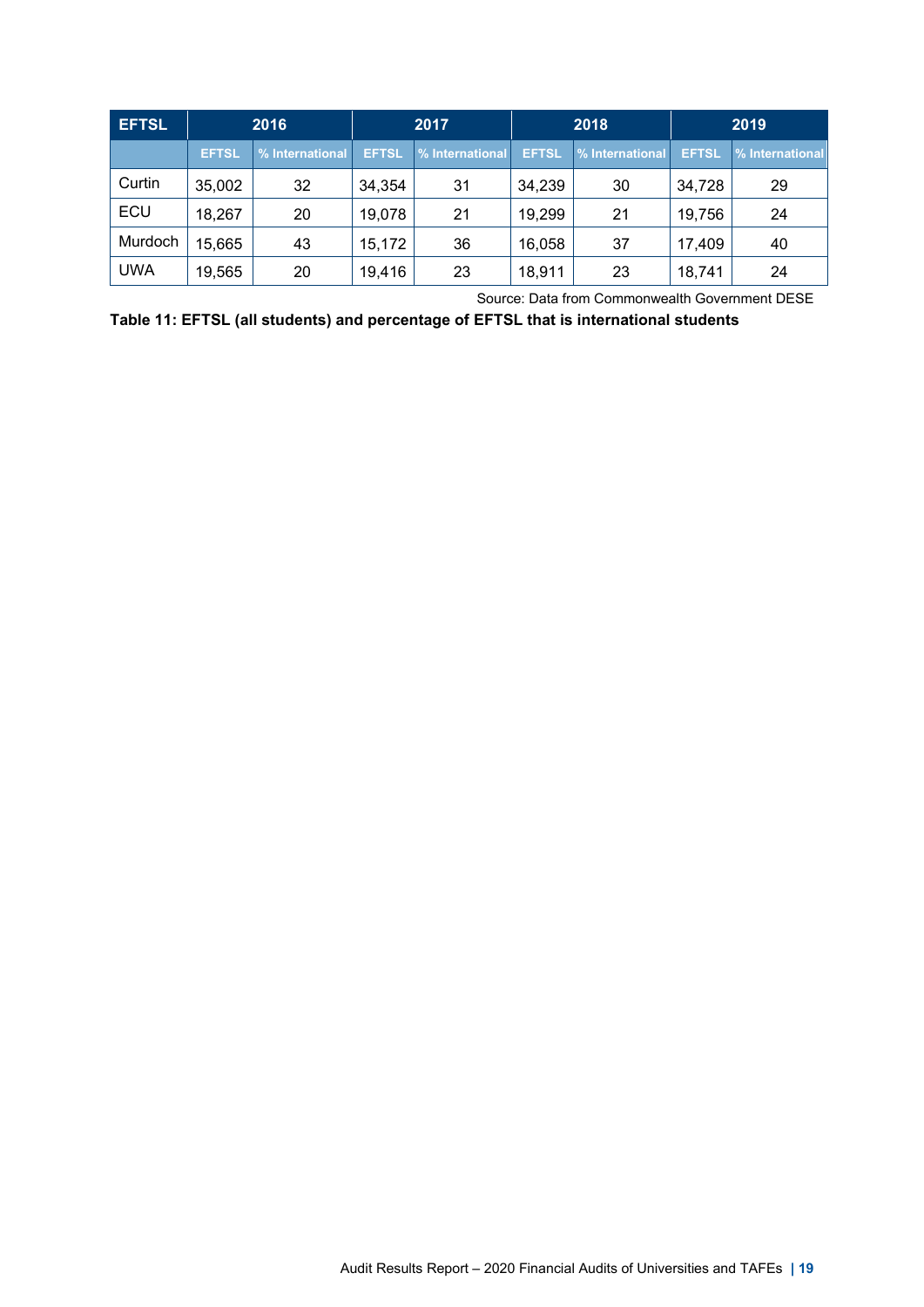| EFTSL | 2016 | | 2017 | | 2018 | | 2019 | |
|---|---|---|---|---|---|---|---|---|
| | EFTSL | % International | EFTSL | % International | EFTSL | % International | EFTSL | % International |
| Curtin | 35,002 | 32 | 34,354 | 31 | 34,239 | 30 | 34,728 | 29 |
| ECU | 18,267 | 20 | 19,078 | 21 | 19,299 | 21 | 19,756 | 24 |
| Murdoch | 15,665 | 43 | 15,172 | 36 | 16,058 | 37 | 17,409 | 40 |
| UWA | 19,565 | 20 | 19,416 | 23 | 18,911 | 23 | 18,741 | 24 |

Source: Data from Commonwealth Government DESE

**Table 11: EFTSL (all students) and percentage of EFTSL that is international students**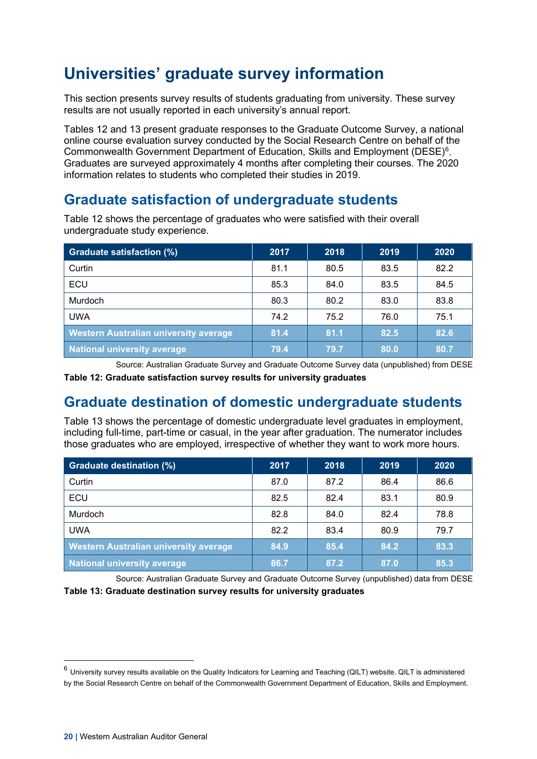# Universities' graduate survey information

This section presents survey results of students graduating from university. These survey results are not usually reported in each university's annual report.

Tables 12 and 13 present graduate responses to the Graduate Outcome Survey, a national online course evaluation survey conducted by the Social Research Centre on behalf of the Commonwealth Government Department of Education, Skills and Employment (DESE)[6]. Graduates are surveyed approximately 4 months after completing their courses. The 2020 information relates to students who completed their studies in 2019.

## Graduate satisfaction of undergraduate students

Table 12 shows the percentage of graduates who were satisfied with their overall undergraduate study experience.

| Graduate satisfaction (%) | 2017 | 2018 | 2019 | 2020 |
|---|---|---|---|---|
| Curtin | 81.1 | 80.5 | 83.5 | 82.2 |
| ECU | 85.3 | 84.0 | 83.5 | 84.5 |
| Murdoch | 80.3 | 80.2 | 83.0 | 83.8 |
| UWA | 74.2 | 75.2 | 76.0 | 75.1 |
| **Western Australian university average** | **81.4** | **81.1** | **82.5** | **82.6** |
| **National university average** | **79.4** | **79.7** | **80.0** | **80.7** |

Source: Australian Graduate Survey and Graduate Outcome Survey data (unpublished) from DESE

**Table 12: Graduate satisfaction survey results for university graduates**

## Graduate destination of domestic undergraduate students

Table 13 shows the percentage of domestic undergraduate level graduates in employment, including full-time, part-time or casual, in the year after graduation. The numerator includes those graduates who are employed, irrespective of whether they want to work more hours.

| Graduate destination (%) | 2017 | 2018 | 2019 | 2020 |
|---|---|---|---|---|
| Curtin | 87.0 | 87.2 | 86.4 | 86.6 |
| ECU | 82.5 | 82.4 | 83.1 | 80.9 |
| Murdoch | 82.8 | 84.0 | 82.4 | 78.8 |
| UWA | 82.2 | 83.4 | 80.9 | 79.7 |
| **Western Australian university average** | **84.9** | **85.4** | **84.2** | **83.3** |
| **National university average** | **86.7** | **87.2** | **87.0** | **85.3** |

Source: Australian Graduate Survey and Graduate Outcome Survey (unpublished) data from DESE

**Table 13: Graduate destination survey results for university graduates**

[6] University survey results available on the Quality Indicators for Learning and Teaching (QILT) website. QILT is administered by the Social Research Centre on behalf of the Commonwealth Government Department of Education, Skills and Employment.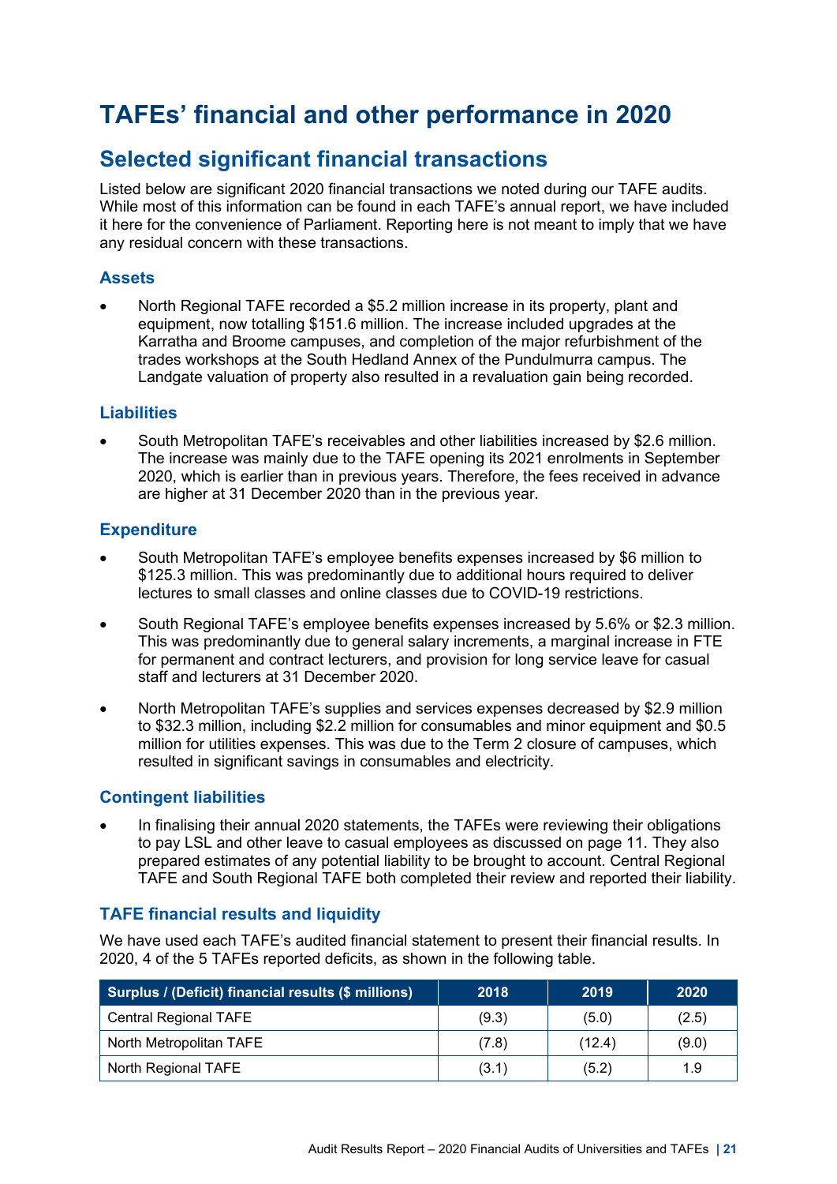# TAFEs' financial and other performance in 2020

## Selected significant financial transactions

Listed below are significant 2020 financial transactions we noted during our TAFE audits. While most of this information can be found in each TAFE's annual report, we have included it here for the convenience of Parliament. Reporting here is not meant to imply that we have any residual concern with these transactions.

### Assets

- North Regional TAFE recorded a $5.2 million increase in its property, plant and equipment, now totalling $151.6 million. The increase included upgrades at the Karratha and Broome campuses, and completion of the major refurbishment of the trades workshops at the South Hedland Annex of the Pundulmurra campus. The Landgate valuation of property also resulted in a revaluation gain being recorded.

### Liabilities

- South Metropolitan TAFE's receivables and other liabilities increased by $2.6 million. The increase was mainly due to the TAFE opening its 2021 enrolments in September 2020, which is earlier than in previous years. Therefore, the fees received in advance are higher at 31 December 2020 than in the previous year.

### Expenditure

- South Metropolitan TAFE's employee benefits expenses increased by $6 million to $125.3 million. This was predominantly due to additional hours required to deliver lectures to small classes and online classes due to COVID-19 restrictions.
- South Regional TAFE's employee benefits expenses increased by 5.6% or $2.3 million. This was predominantly due to general salary increments, a marginal increase in FTE for permanent and contract lecturers, and provision for long service leave for casual staff and lecturers at 31 December 2020.
- North Metropolitan TAFE's supplies and services expenses decreased by $2.9 million to $32.3 million, including $2.2 million for consumables and minor equipment and $0.5 million for utilities expenses. This was due to the Term 2 closure of campuses, which resulted in significant savings in consumables and electricity.

### Contingent liabilities

- In finalising their annual 2020 statements, the TAFEs were reviewing their obligations to pay LSL and other leave to casual employees as discussed on page 11. They also prepared estimates of any potential liability to be brought to account. Central Regional TAFE and South Regional TAFE both completed their review and reported their liability.

### TAFE financial results and liquidity

We have used each TAFE's audited financial statement to present their financial results. In 2020, 4 of the 5 TAFEs reported deficits, as shown in the following table.

| Surplus / (Deficit) financial results ($ millions) | 2018 | 2019 | 2020 |
|---|---|---|---|
| Central Regional TAFE | (9.3) | (5.0) | (2.5) |
| North Metropolitan TAFE | (7.8) | (12.4) | (9.0) |
| North Regional TAFE | (3.1) | (5.2) | 1.9 |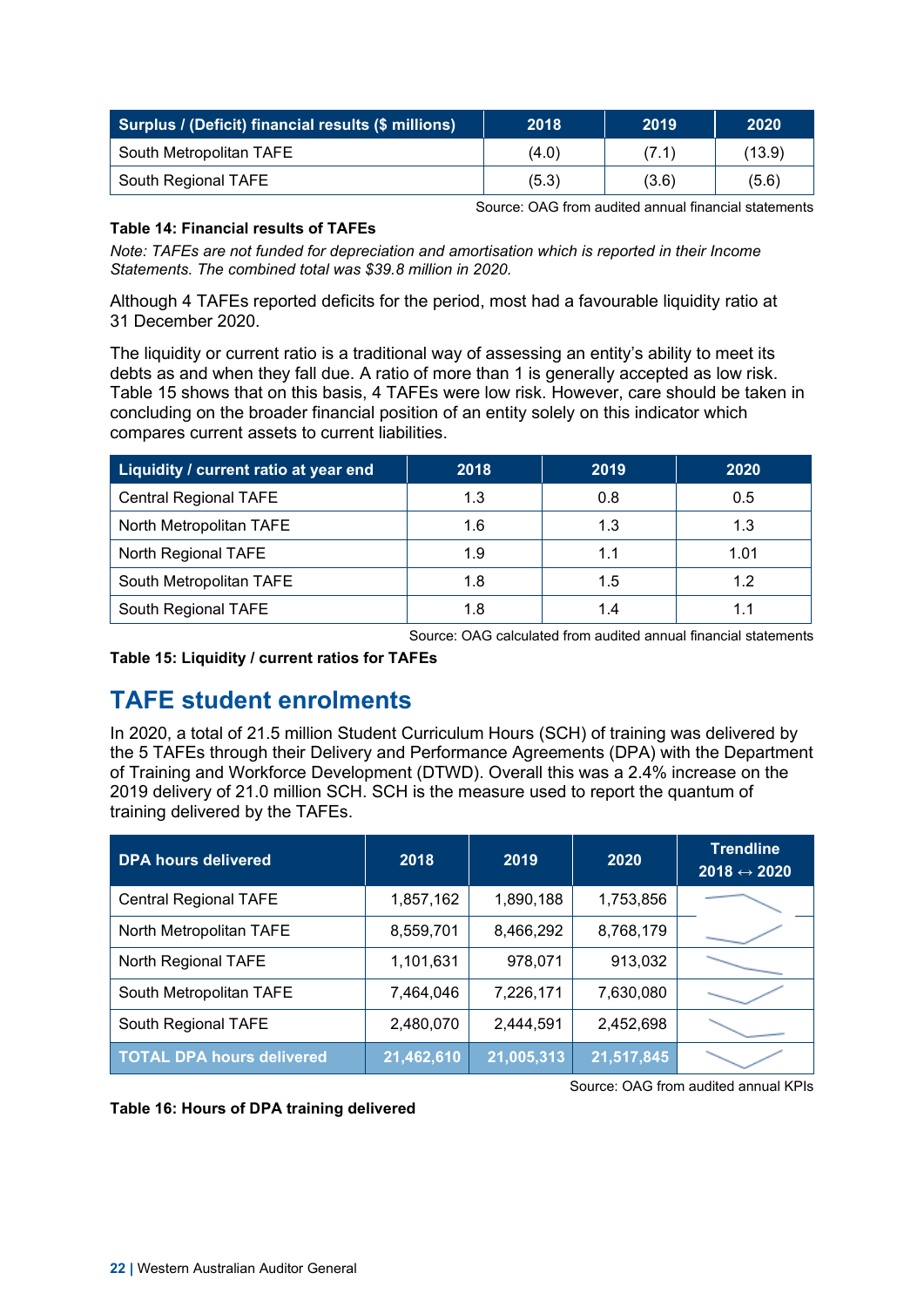| Surplus / (Deficit) financial results ($ millions) | 2018 | 2019 | 2020 |
| --- | --- | --- | --- |
| South Metropolitan TAFE | (4.0) | (7.1) | (13.9) |
| South Regional TAFE | (5.3) | (3.6) | (5.6) |

Source: OAG from audited annual financial statements

**Table 14: Financial results of TAFEs**

*Note: TAFEs are not funded for depreciation and amortisation which is reported in their Income Statements. The combined total was $39.8 million in 2020.*

Although 4 TAFEs reported deficits for the period, most had a favourable liquidity ratio at 31 December 2020.

The liquidity or current ratio is a traditional way of assessing an entity's ability to meet its debts as and when they fall due. A ratio of more than 1 is generally accepted as low risk. Table 15 shows that on this basis, 4 TAFEs were low risk. However, care should be taken in concluding on the broader financial position of an entity solely on this indicator which compares current assets to current liabilities.

| Liquidity / current ratio at year end | 2018 | 2019 | 2020 |
| --- | --- | --- | --- |
| Central Regional TAFE | 1.3 | 0.8 | 0.5 |
| North Metropolitan TAFE | 1.6 | 1.3 | 1.3 |
| North Regional TAFE | 1.9 | 1.1 | 1.01 |
| South Metropolitan TAFE | 1.8 | 1.5 | 1.2 |
| South Regional TAFE | 1.8 | 1.4 | 1.1 |

Source: OAG calculated from audited annual financial statements

**Table 15: Liquidity / current ratios for TAFEs**

## TAFE student enrolments

In 2020, a total of 21.5 million Student Curriculum Hours (SCH) of training was delivered by the 5 TAFEs through their Delivery and Performance Agreements (DPA) with the Department of Training and Workforce Development (DTWD). Overall this was a 2.4% increase on the 2019 delivery of 21.0 million SCH. SCH is the measure used to report the quantum of training delivered by the TAFEs.

| DPA hours delivered | 2018 | 2019 | 2020 | Trendline 2018 ↔ 2020 |
| --- | --- | --- | --- | --- |
| Central Regional TAFE | 1,857,162 | 1,890,188 | 1,753,856 | |
| North Metropolitan TAFE | 8,559,701 | 8,466,292 | 8,768,179 | |
| North Regional TAFE | 1,101,631 | 978,071 | 913,032 | |
| South Metropolitan TAFE | 7,464,046 | 7,226,171 | 7,630,080 | |
| South Regional TAFE | 2,480,070 | 2,444,591 | 2,452,698 | |
| **TOTAL DPA hours delivered** | **21,462,610** | **21,005,313** | **21,517,845** | |

Source: OAG from audited annual KPIs

**Table 16: Hours of DPA training delivered**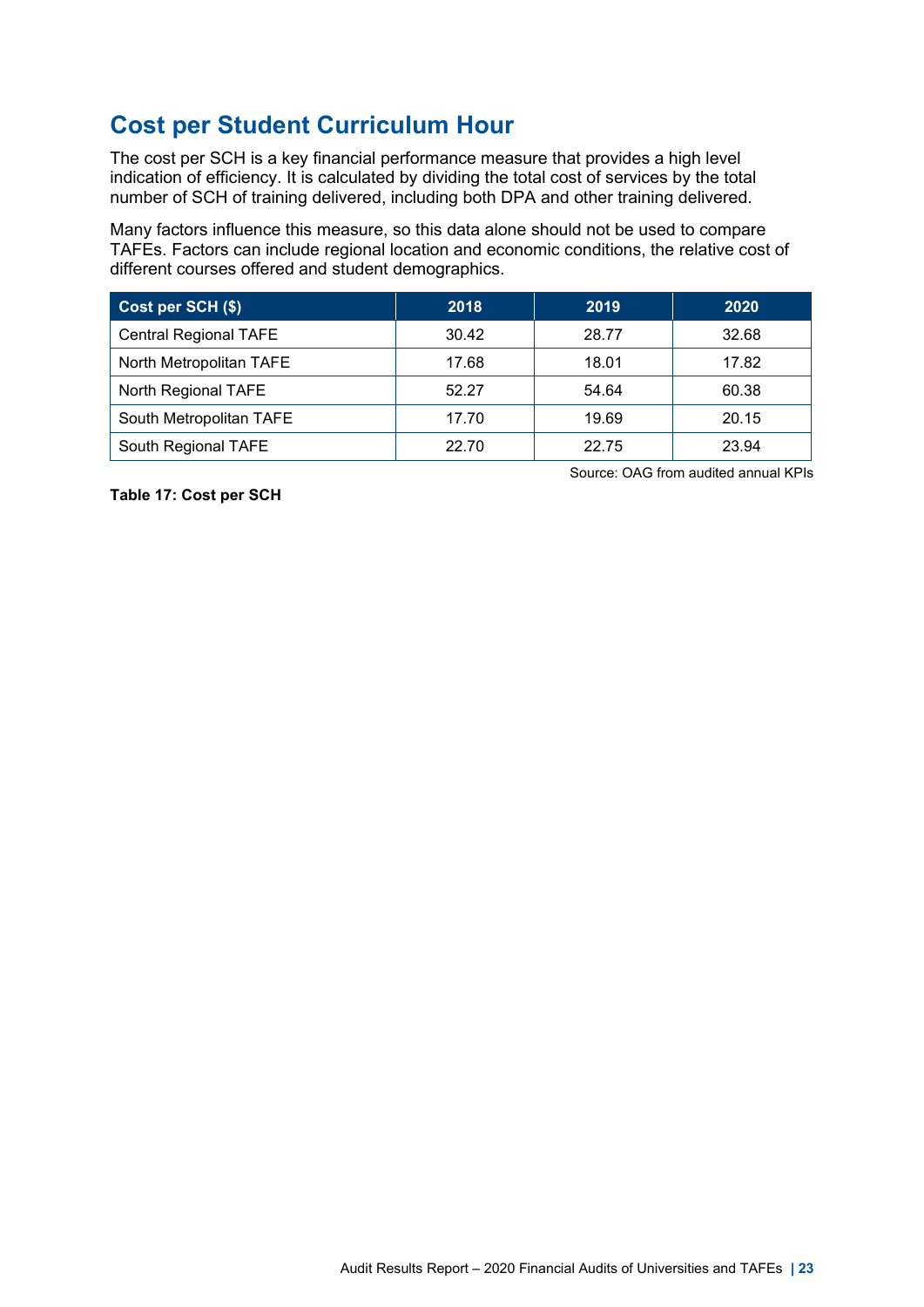## Cost per Student Curriculum Hour

The cost per SCH is a key financial performance measure that provides a high level indication of efficiency. It is calculated by dividing the total cost of services by the total number of SCH of training delivered, including both DPA and other training delivered.

Many factors influence this measure, so this data alone should not be used to compare TAFEs. Factors can include regional location and economic conditions, the relative cost of different courses offered and student demographics.

| Cost per SCH ($) | 2018 | 2019 | 2020 |
|---|---|---|---|
| Central Regional TAFE | 30.42 | 28.77 | 32.68 |
| North Metropolitan TAFE | 17.68 | 18.01 | 17.82 |
| North Regional TAFE | 52.27 | 54.64 | 60.38 |
| South Metropolitan TAFE | 17.70 | 19.69 | 20.15 |
| South Regional TAFE | 22.70 | 22.75 | 23.94 |

Source: OAG from audited annual KPIs

**Table 17: Cost per SCH**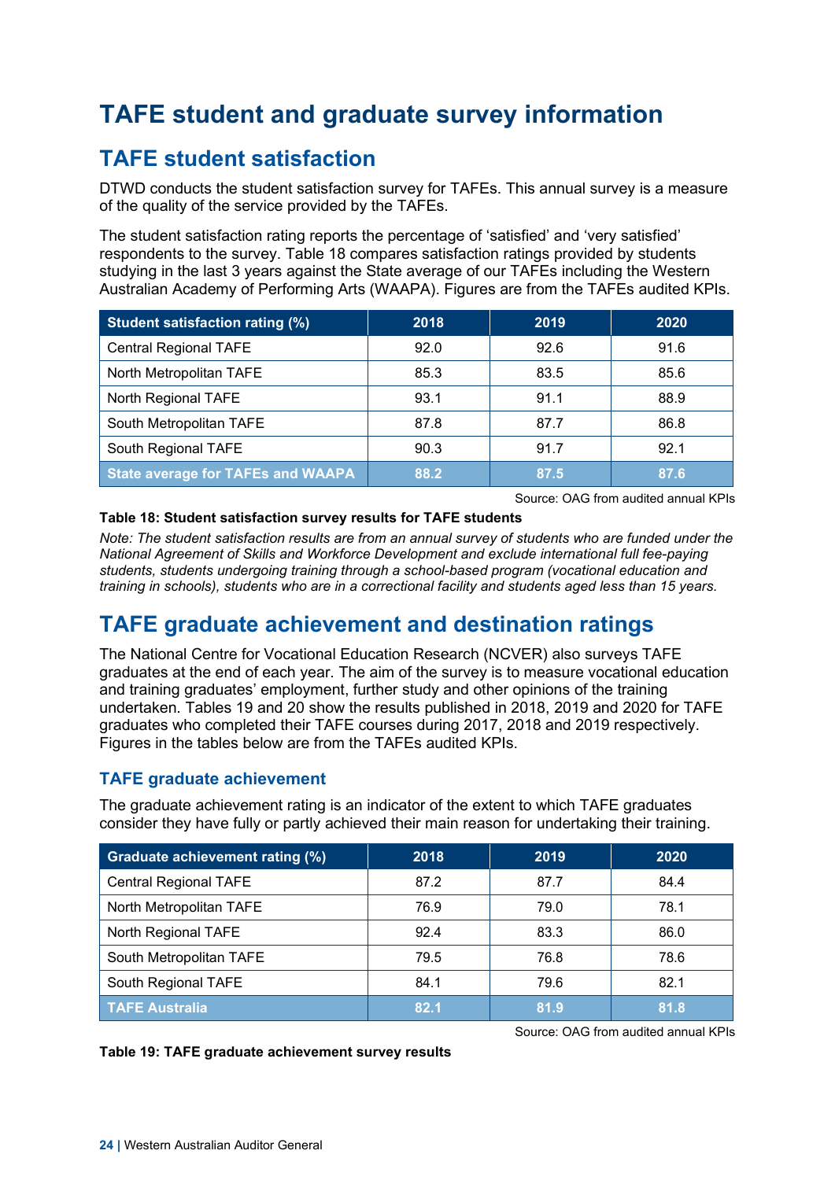# TAFE student and graduate survey information

## TAFE student satisfaction

DTWD conducts the student satisfaction survey for TAFEs. This annual survey is a measure of the quality of the service provided by the TAFEs.

The student satisfaction rating reports the percentage of 'satisfied' and 'very satisfied' respondents to the survey. Table 18 compares satisfaction ratings provided by students studying in the last 3 years against the State average of our TAFEs including the Western Australian Academy of Performing Arts (WAAPA). Figures are from the TAFEs audited KPIs.

| Student satisfaction rating (%) | 2018 | 2019 | 2020 |
|---|---|---|---|
| Central Regional TAFE | 92.0 | 92.6 | 91.6 |
| North Metropolitan TAFE | 85.3 | 83.5 | 85.6 |
| North Regional TAFE | 93.1 | 91.1 | 88.9 |
| South Metropolitan TAFE | 87.8 | 87.7 | 86.8 |
| South Regional TAFE | 90.3 | 91.7 | 92.1 |
| **State average for TAFEs and WAAPA** | **88.2** | **87.5** | **87.6** |

Source: OAG from audited annual KPIs

**Table 18: Student satisfaction survey results for TAFE students**

*Note: The student satisfaction results are from an annual survey of students who are funded under the National Agreement of Skills and Workforce Development and exclude international full fee-paying students, students undergoing training through a school-based program (vocational education and training in schools), students who are in a correctional facility and students aged less than 15 years.*

## TAFE graduate achievement and destination ratings

The National Centre for Vocational Education Research (NCVER) also surveys TAFE graduates at the end of each year. The aim of the survey is to measure vocational education and training graduates' employment, further study and other opinions of the training undertaken. Tables 19 and 20 show the results published in 2018, 2019 and 2020 for TAFE graduates who completed their TAFE courses during 2017, 2018 and 2019 respectively. Figures in the tables below are from the TAFEs audited KPIs.

### TAFE graduate achievement

The graduate achievement rating is an indicator of the extent to which TAFE graduates consider they have fully or partly achieved their main reason for undertaking their training.

| Graduate achievement rating (%) | 2018 | 2019 | 2020 |
|---|---|---|---|
| Central Regional TAFE | 87.2 | 87.7 | 84.4 |
| North Metropolitan TAFE | 76.9 | 79.0 | 78.1 |
| North Regional TAFE | 92.4 | 83.3 | 86.0 |
| South Metropolitan TAFE | 79.5 | 76.8 | 78.6 |
| South Regional TAFE | 84.1 | 79.6 | 82.1 |
| **TAFE Australia** | **82.1** | **81.9** | **81.8** |

Source: OAG from audited annual KPIs

**Table 19: TAFE graduate achievement survey results**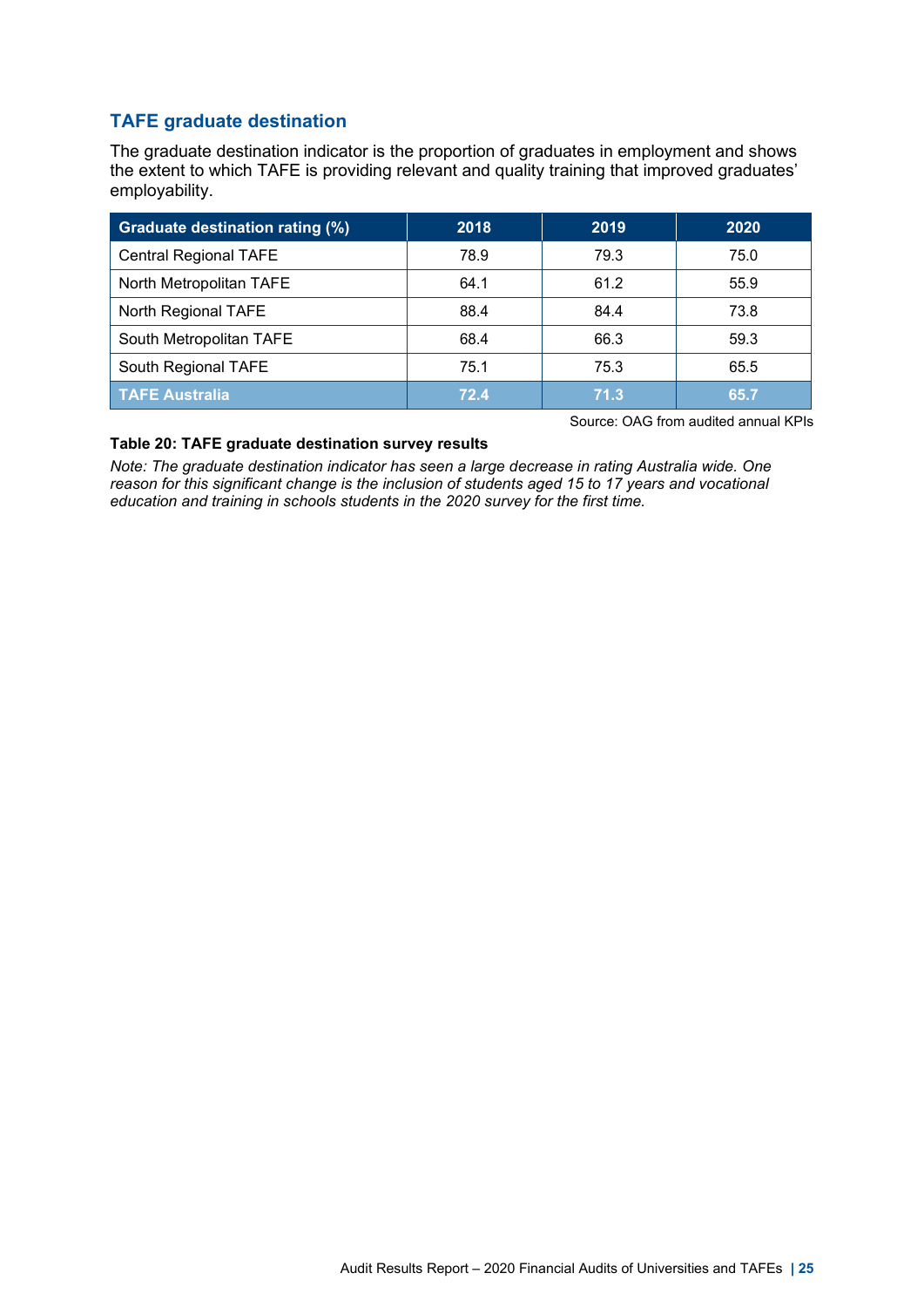## TAFE graduate destination

The graduate destination indicator is the proportion of graduates in employment and shows the extent to which TAFE is providing relevant and quality training that improved graduates' employability.

| Graduate destination rating (%) | 2018 | 2019 | 2020 |
|---|---|---|---|
| Central Regional TAFE | 78.9 | 79.3 | 75.0 |
| North Metropolitan TAFE | 64.1 | 61.2 | 55.9 |
| North Regional TAFE | 88.4 | 84.4 | 73.8 |
| South Metropolitan TAFE | 68.4 | 66.3 | 59.3 |
| South Regional TAFE | 75.1 | 75.3 | 65.5 |
| **TAFE Australia** | **72.4** | **71.3** | **65.7** |

Source: OAG from audited annual KPIs

**Table 20: TAFE graduate destination survey results**

*Note: The graduate destination indicator has seen a large decrease in rating Australia wide. One reason for this significant change is the inclusion of students aged 15 to 17 years and vocational education and training in schools students in the 2020 survey for the first time.*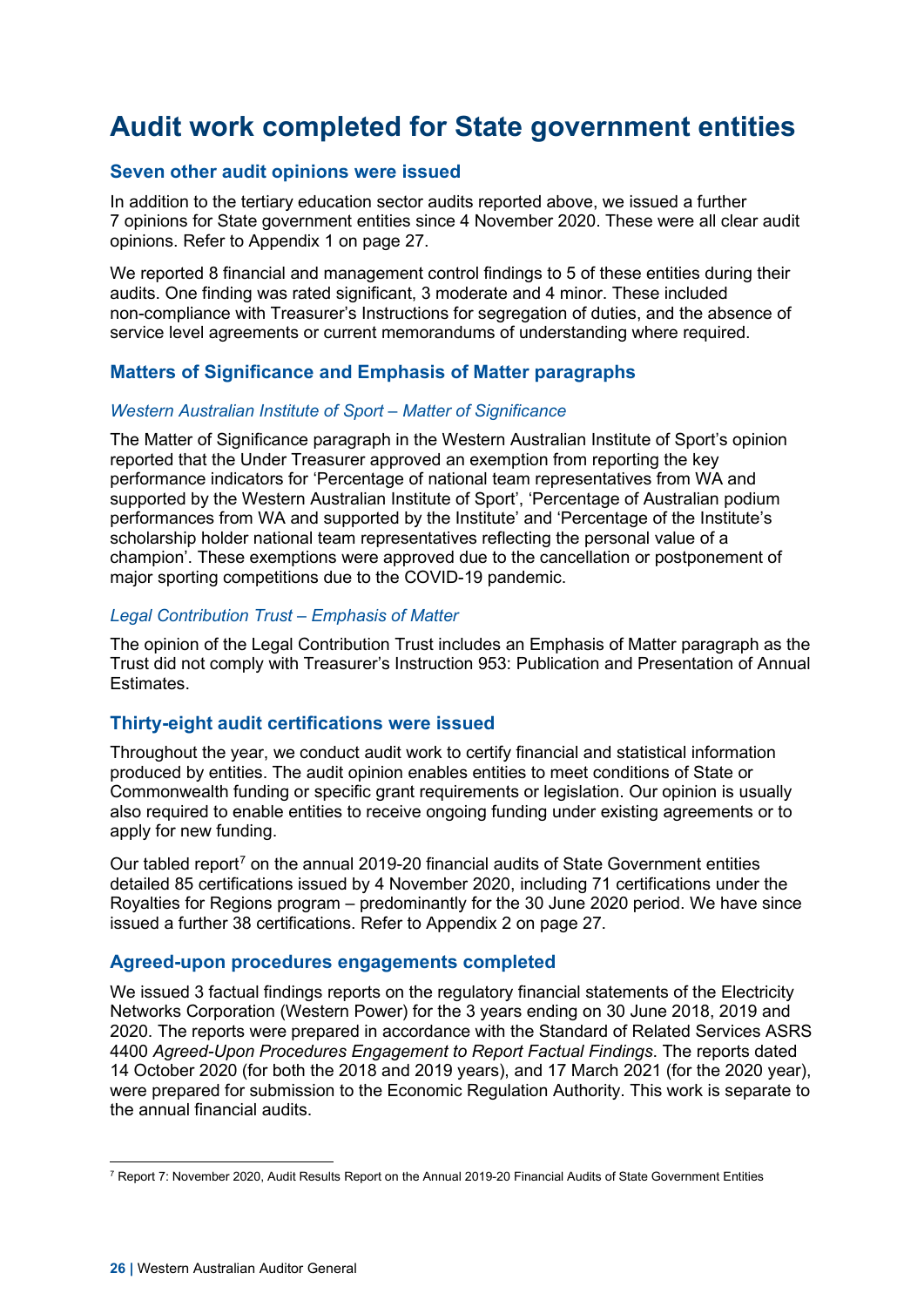# Audit work completed for State government entities

## Seven other audit opinions were issued

In addition to the tertiary education sector audits reported above, we issued a further 7 opinions for State government entities since 4 November 2020. These were all clear audit opinions. Refer to Appendix 1 on page 27.

We reported 8 financial and management control findings to 5 of these entities during their audits. One finding was rated significant, 3 moderate and 4 minor. These included non-compliance with Treasurer's Instructions for segregation of duties, and the absence of service level agreements or current memorandums of understanding where required.

## Matters of Significance and Emphasis of Matter paragraphs

### *Western Australian Institute of Sport – Matter of Significance*

The Matter of Significance paragraph in the Western Australian Institute of Sport's opinion reported that the Under Treasurer approved an exemption from reporting the key performance indicators for 'Percentage of national team representatives from WA and supported by the Western Australian Institute of Sport', 'Percentage of Australian podium performances from WA and supported by the Institute' and 'Percentage of the Institute's scholarship holder national team representatives reflecting the personal value of a champion'. These exemptions were approved due to the cancellation or postponement of major sporting competitions due to the COVID-19 pandemic.

### *Legal Contribution Trust – Emphasis of Matter*

The opinion of the Legal Contribution Trust includes an Emphasis of Matter paragraph as the Trust did not comply with Treasurer's Instruction 953: Publication and Presentation of Annual Estimates.

## Thirty-eight audit certifications were issued

Throughout the year, we conduct audit work to certify financial and statistical information produced by entities. The audit opinion enables entities to meet conditions of State or Commonwealth funding or specific grant requirements or legislation. Our opinion is usually also required to enable entities to receive ongoing funding under existing agreements or to apply for new funding.

Our tabled report[7] on the annual 2019-20 financial audits of State Government entities detailed 85 certifications issued by 4 November 2020, including 71 certifications under the Royalties for Regions program – predominantly for the 30 June 2020 period. We have since issued a further 38 certifications. Refer to Appendix 2 on page 27.

## Agreed-upon procedures engagements completed

We issued 3 factual findings reports on the regulatory financial statements of the Electricity Networks Corporation (Western Power) for the 3 years ending on 30 June 2018, 2019 and 2020. The reports were prepared in accordance with the Standard of Related Services ASRS 4400 *Agreed-Upon Procedures Engagement to Report Factual Findings*. The reports dated 14 October 2020 (for both the 2018 and 2019 years), and 17 March 2021 (for the 2020 year), were prepared for submission to the Economic Regulation Authority. This work is separate to the annual financial audits.

[7] Report 7: November 2020, Audit Results Report on the Annual 2019-20 Financial Audits of State Government Entities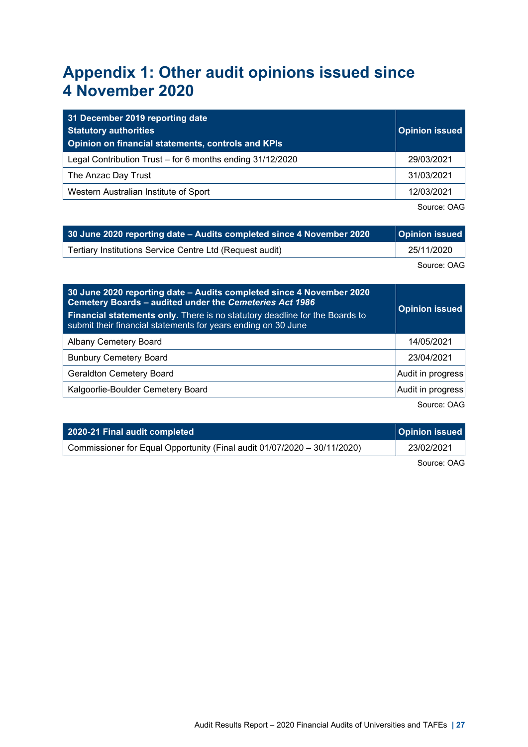# Appendix 1: Other audit opinions issued since 4 November 2020

| 31 December 2019 reporting date<br>Statutory authorities<br>Opinion on financial statements, controls and KPIs | Opinion issued |
|---|---|
| Legal Contribution Trust – for 6 months ending 31/12/2020 | 29/03/2021 |
| The Anzac Day Trust | 31/03/2021 |
| Western Australian Institute of Sport | 12/03/2021 |

Source: OAG

| 30 June 2020 reporting date – Audits completed since 4 November 2020 | Opinion issued |
|---|---|
| Tertiary Institutions Service Centre Ltd (Request audit) | 25/11/2020 |

Source: OAG

| **30 June 2020 reporting date – Audits completed since 4 November 2020**<br>**Cemetery Boards – audited under the *Cemeteries Act 1986***<br>**Financial statements only.** There is no statutory deadline for the Boards to submit their financial statements for years ending on 30 June | Opinion issued |
|---|---|
| Albany Cemetery Board | 14/05/2021 |
| Bunbury Cemetery Board | 23/04/2021 |
| Geraldton Cemetery Board | Audit in progress |
| Kalgoorlie-Boulder Cemetery Board | Audit in progress |

Source: OAG

| 2020-21 Final audit completed | Opinion issued |
|---|---|
| Commissioner for Equal Opportunity (Final audit 01/07/2020 – 30/11/2020) | 23/02/2021 |

Source: OAG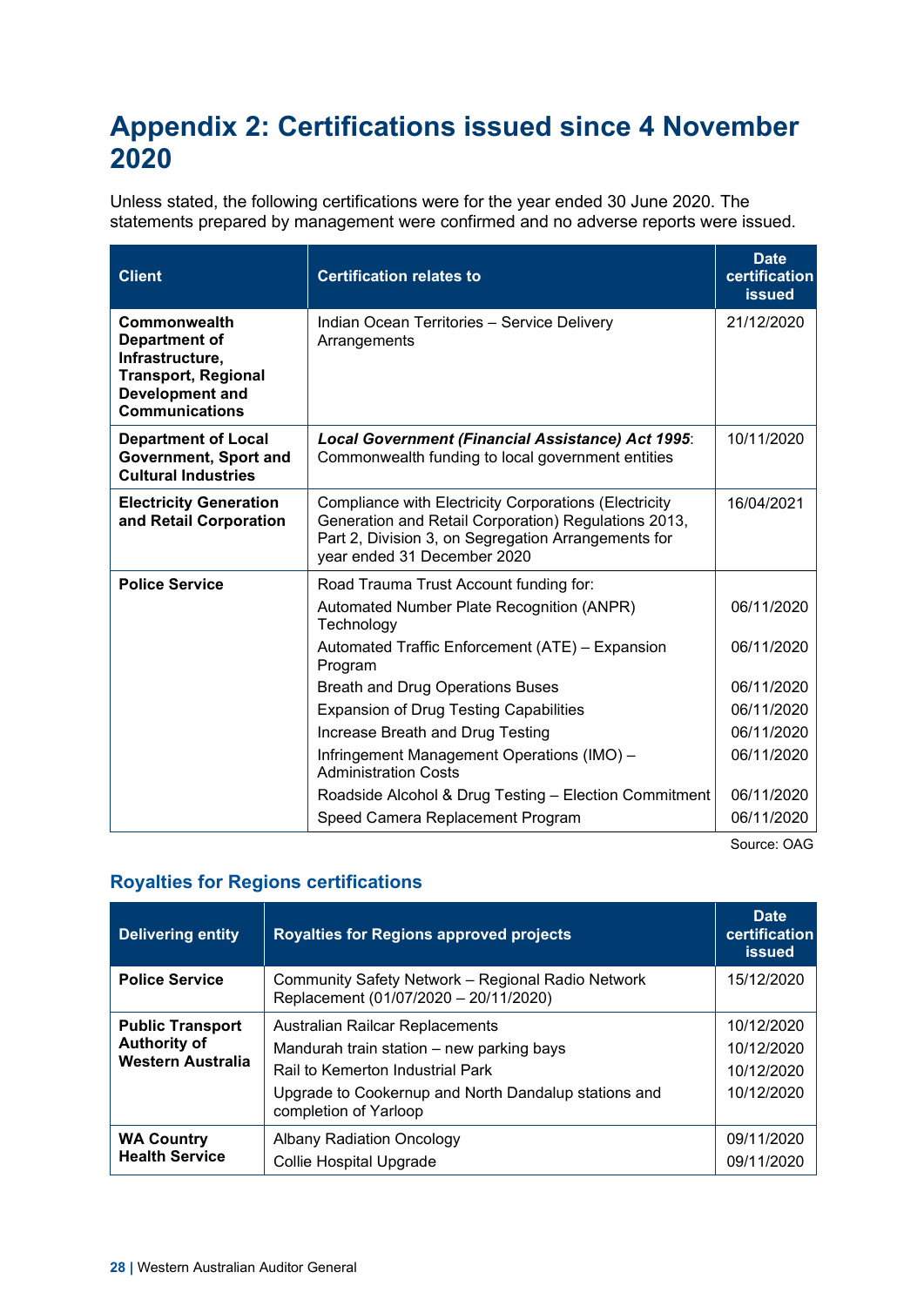# Appendix 2: Certifications issued since 4 November 2020

Unless stated, the following certifications were for the year ended 30 June 2020. The statements prepared by management were confirmed and no adverse reports were issued.

| Client | Certification relates to | Date certification issued |
|---|---|---|
| **Commonwealth Department of Infrastructure, Transport, Regional Development and Communications** | Indian Ocean Territories – Service Delivery Arrangements | 21/12/2020 |
| **Department of Local Government, Sport and Cultural Industries** | ***Local Government (Financial Assistance) Act 1995***: Commonwealth funding to local government entities | 10/11/2020 |
| **Electricity Generation and Retail Corporation** | Compliance with Electricity Corporations (Electricity Generation and Retail Corporation) Regulations 2013, Part 2, Division 3, on Segregation Arrangements for year ended 31 December 2020 | 16/04/2021 |
| **Police Service** | Road Trauma Trust Account funding for: | |
| | Automated Number Plate Recognition (ANPR) Technology | 06/11/2020 |
| | Automated Traffic Enforcement (ATE) – Expansion Program | 06/11/2020 |
| | Breath and Drug Operations Buses | 06/11/2020 |
| | Expansion of Drug Testing Capabilities | 06/11/2020 |
| | Increase Breath and Drug Testing | 06/11/2020 |
| | Infringement Management Operations (IMO) – Administration Costs | 06/11/2020 |
| | Roadside Alcohol & Drug Testing – Election Commitment | 06/11/2020 |
| | Speed Camera Replacement Program | 06/11/2020 |

Source: OAG

## Royalties for Regions certifications

| Delivering entity | Royalties for Regions approved projects | Date certification issued |
|---|---|---|
| **Police Service** | Community Safety Network – Regional Radio Network Replacement (01/07/2020 – 20/11/2020) | 15/12/2020 |
| **Public Transport Authority of Western Australia** | Australian Railcar Replacements | 10/12/2020 |
| | Mandurah train station – new parking bays | 10/12/2020 |
| | Rail to Kemerton Industrial Park | 10/12/2020 |
| | Upgrade to Cookernup and North Dandalup stations and completion of Yarloop | 10/12/2020 |
| **WA Country Health Service** | Albany Radiation Oncology | 09/11/2020 |
| | Collie Hospital Upgrade | 09/11/2020 |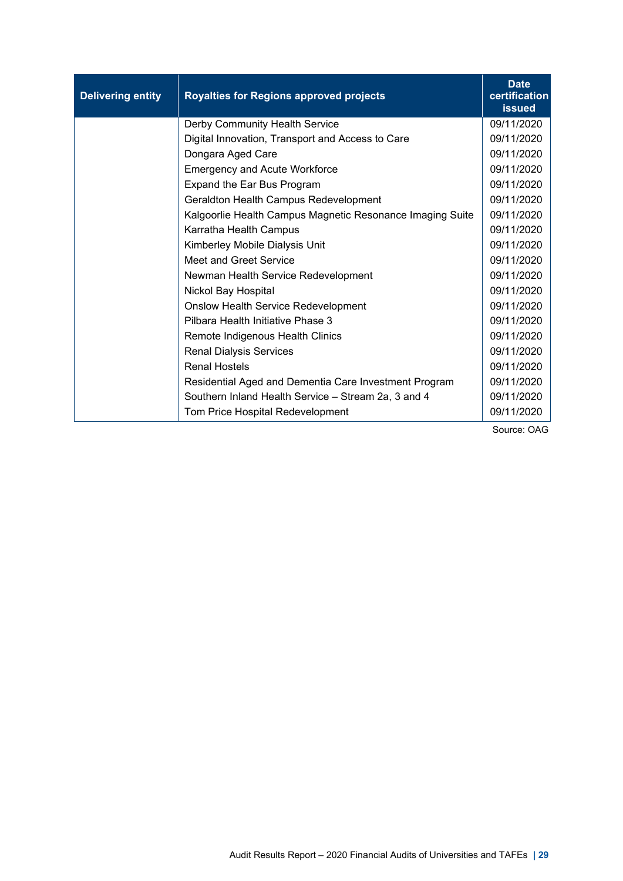| Delivering entity | Royalties for Regions approved projects | Date certification issued |
|---|---|---|
| | Derby Community Health Service | 09/11/2020 |
| | Digital Innovation, Transport and Access to Care | 09/11/2020 |
| | Dongara Aged Care | 09/11/2020 |
| | Emergency and Acute Workforce | 09/11/2020 |
| | Expand the Ear Bus Program | 09/11/2020 |
| | Geraldton Health Campus Redevelopment | 09/11/2020 |
| | Kalgoorlie Health Campus Magnetic Resonance Imaging Suite | 09/11/2020 |
| | Karratha Health Campus | 09/11/2020 |
| | Kimberley Mobile Dialysis Unit | 09/11/2020 |
| | Meet and Greet Service | 09/11/2020 |
| | Newman Health Service Redevelopment | 09/11/2020 |
| | Nickol Bay Hospital | 09/11/2020 |
| | Onslow Health Service Redevelopment | 09/11/2020 |
| | Pilbara Health Initiative Phase 3 | 09/11/2020 |
| | Remote Indigenous Health Clinics | 09/11/2020 |
| | Renal Dialysis Services | 09/11/2020 |
| | Renal Hostels | 09/11/2020 |
| | Residential Aged and Dementia Care Investment Program | 09/11/2020 |
| | Southern Inland Health Service – Stream 2a, 3 and 4 | 09/11/2020 |
| | Tom Price Hospital Redevelopment | 09/11/2020 |

Source: OAG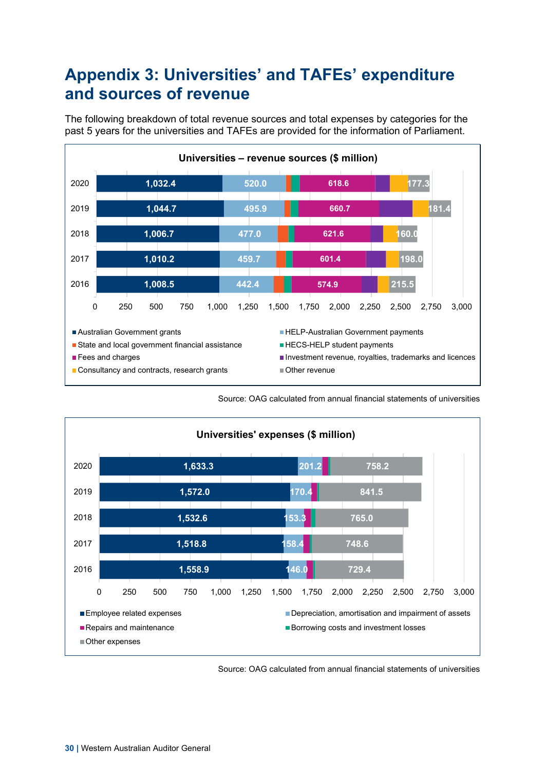# Appendix 3: Universities' and TAFEs' expenditure and sources of revenue

The following breakdown of total revenue sources and total expenses by categories for the past 5 years for the universities and TAFEs are provided for the information of Parliament.

**Universities – revenue sources ($ million)**

| Year | Australian Government grants | HELP-Australian Government payments | Fees and charges | Other revenue |
|---|---|---|---|---|
| 2020 | 1,032.4 | 520.0 | 618.6 | 177.3 |
| 2019 | 1,044.7 | 495.9 | 660.7 | 181.4 |
| 2018 | 1,006.7 | 477.0 | 621.6 | 160.0 |
| 2017 | 1,010.2 | 459.7 | 601.4 | 198.0 |
| 2016 | 1,008.5 | 442.4 | 574.9 | 215.5 |

Legend: Australian Government grants; HELP-Australian Government payments; State and local government financial assistance; HECS-HELP student payments; Fees and charges; Investment revenue, royalties, trademarks and licences; Consultancy and contracts, research grants; Other revenue

Source: OAG calculated from annual financial statements of universities

**Universities' expenses ($ million)**

| Year | Employee related expenses | Depreciation, amortisation and impairment of assets | Other expenses |
|---|---|---|---|
| 2020 | 1,633.3 | 201.2 | 758.2 |
| 2019 | 1,572.0 | 170.4 | 841.5 |
| 2018 | 1,532.6 | 153.3 | 765.0 |
| 2017 | 1,518.8 | 158.4 | 748.6 |
| 2016 | 1,558.9 | 146.0 | 729.4 |

Legend: Employee related expenses; Depreciation, amortisation and impairment of assets; Repairs and maintenance; Borrowing costs and investment losses; Other expenses

Source: OAG calculated from annual financial statements of universities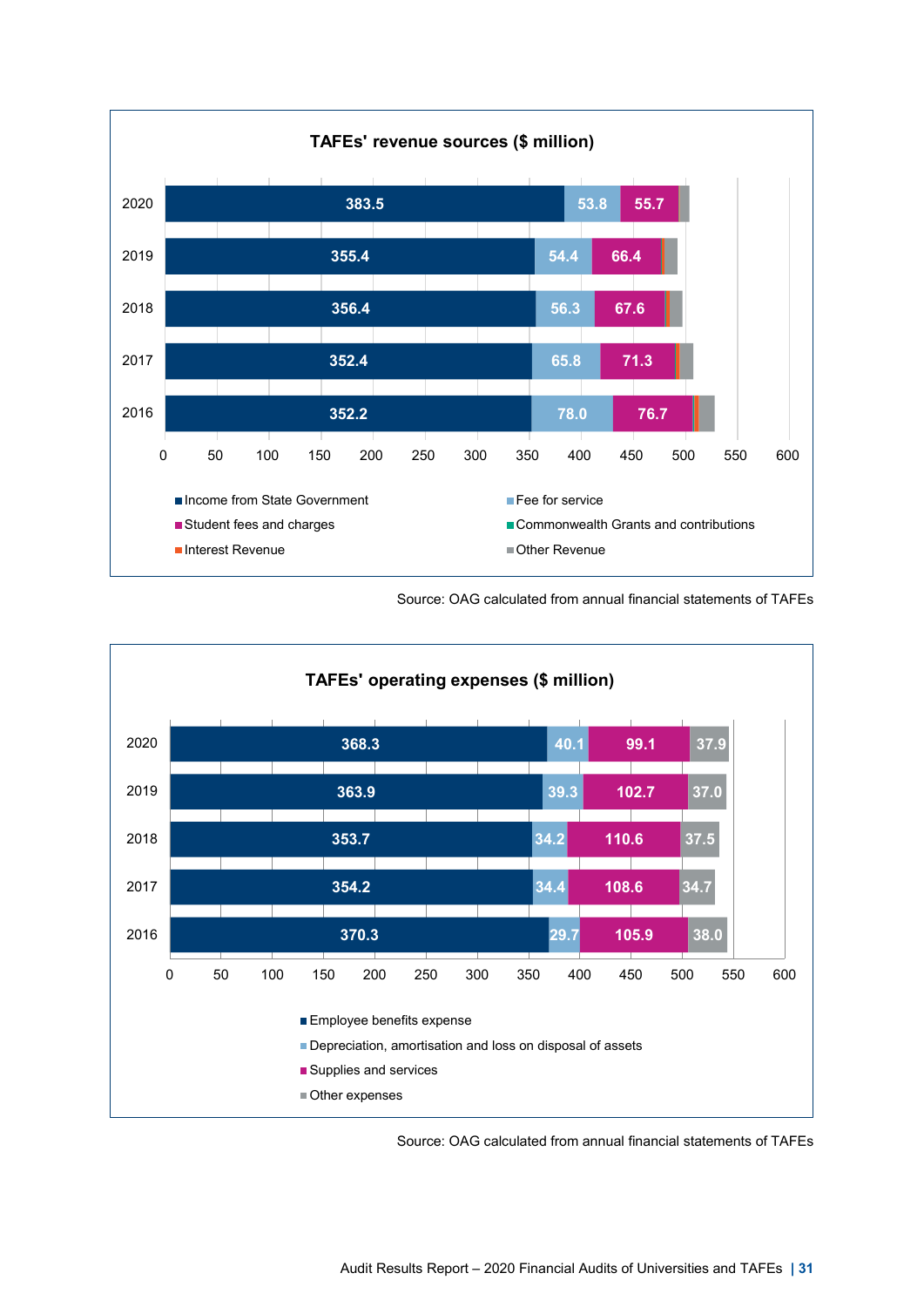**TAFEs' revenue sources ($ million)**

| Year | Income from State Government | Fee for service | Student fees and charges |
|---|---|---|---|
| 2020 | 383.5 | 53.8 | 55.7 |
| 2019 | 355.4 | 54.4 | 66.4 |
| 2018 | 356.4 | 56.3 | 67.6 |
| 2017 | 352.4 | 65.8 | 71.3 |
| 2016 | 352.2 | 78.0 | 76.7 |

Legend: Income from State Government; Fee for service; Student fees and charges; Commonwealth Grants and contributions; Interest Revenue; Other Revenue

Source: OAG calculated from annual financial statements of TAFEs

**TAFEs' operating expenses ($ million)**

| Year | Employee benefits expense | Depreciation, amortisation and loss on disposal of assets | Supplies and services | Other expenses |
|---|---|---|---|---|
| 2020 | 368.3 | 40.1 | 99.1 | 37.9 |
| 2019 | 363.9 | 39.3 | 102.7 | 37.0 |
| 2018 | 353.7 | 34.2 | 110.6 | 37.5 |
| 2017 | 354.2 | 34.4 | 108.6 | 34.7 |
| 2016 | 370.3 | 29.7 | 105.9 | 38.0 |

Source: OAG calculated from annual financial statements of TAFEs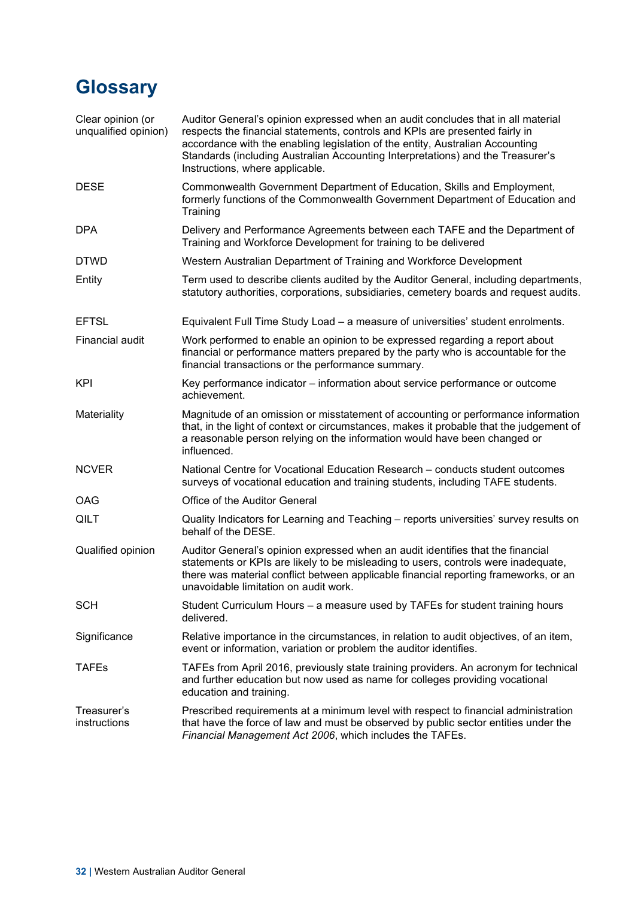# Glossary

| | |
|---|---|
| Clear opinion (or unqualified opinion) | Auditor General's opinion expressed when an audit concludes that in all material respects the financial statements, controls and KPIs are presented fairly in accordance with the enabling legislation of the entity, Australian Accounting Standards (including Australian Accounting Interpretations) and the Treasurer's Instructions, where applicable. |
| DESE | Commonwealth Government Department of Education, Skills and Employment, formerly functions of the Commonwealth Government Department of Education and Training |
| DPA | Delivery and Performance Agreements between each TAFE and the Department of Training and Workforce Development for training to be delivered |
| DTWD | Western Australian Department of Training and Workforce Development |
| Entity | Term used to describe clients audited by the Auditor General, including departments, statutory authorities, corporations, subsidiaries, cemetery boards and request audits. |
| EFTSL | Equivalent Full Time Study Load – a measure of universities' student enrolments. |
| Financial audit | Work performed to enable an opinion to be expressed regarding a report about financial or performance matters prepared by the party who is accountable for the financial transactions or the performance summary. |
| KPI | Key performance indicator – information about service performance or outcome achievement. |
| Materiality | Magnitude of an omission or misstatement of accounting or performance information that, in the light of context or circumstances, makes it probable that the judgement of a reasonable person relying on the information would have been changed or influenced. |
| NCVER | National Centre for Vocational Education Research – conducts student outcomes surveys of vocational education and training students, including TAFE students. |
| OAG | Office of the Auditor General |
| QILT | Quality Indicators for Learning and Teaching – reports universities' survey results on behalf of the DESE. |
| Qualified opinion | Auditor General's opinion expressed when an audit identifies that the financial statements or KPIs are likely to be misleading to users, controls were inadequate, there was material conflict between applicable financial reporting frameworks, or an unavoidable limitation on audit work. |
| SCH | Student Curriculum Hours – a measure used by TAFEs for student training hours delivered. |
| Significance | Relative importance in the circumstances, in relation to audit objectives, of an item, event or information, variation or problem the auditor identifies. |
| TAFEs | TAFEs from April 2016, previously state training providers. An acronym for technical and further education but now used as name for colleges providing vocational education and training. |
| Treasurer's instructions | Prescribed requirements at a minimum level with respect to financial administration that have the force of law and must be observed by public sector entities under the *Financial Management Act 2006*, which includes the TAFEs. |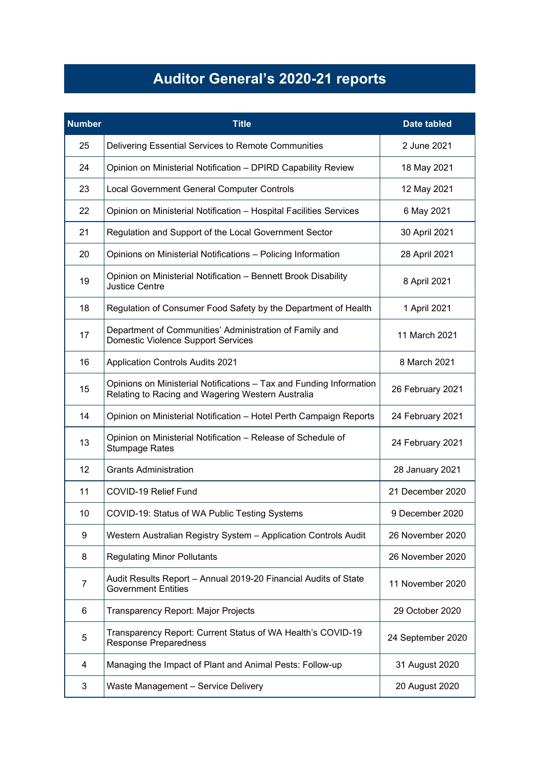# Auditor General's 2020-21 reports

| Number | Title | Date tabled |
|---|---|---|
| 25 | Delivering Essential Services to Remote Communities | 2 June 2021 |
| 24 | Opinion on Ministerial Notification – DPIRD Capability Review | 18 May 2021 |
| 23 | Local Government General Computer Controls | 12 May 2021 |
| 22 | Opinion on Ministerial Notification – Hospital Facilities Services | 6 May 2021 |
| 21 | Regulation and Support of the Local Government Sector | 30 April 2021 |
| 20 | Opinions on Ministerial Notifications – Policing Information | 28 April 2021 |
| 19 | Opinion on Ministerial Notification – Bennett Brook Disability Justice Centre | 8 April 2021 |
| 18 | Regulation of Consumer Food Safety by the Department of Health | 1 April 2021 |
| 17 | Department of Communities' Administration of Family and Domestic Violence Support Services | 11 March 2021 |
| 16 | Application Controls Audits 2021 | 8 March 2021 |
| 15 | Opinions on Ministerial Notifications – Tax and Funding Information Relating to Racing and Wagering Western Australia | 26 February 2021 |
| 14 | Opinion on Ministerial Notification – Hotel Perth Campaign Reports | 24 February 2021 |
| 13 | Opinion on Ministerial Notification – Release of Schedule of Stumpage Rates | 24 February 2021 |
| 12 | Grants Administration | 28 January 2021 |
| 11 | COVID-19 Relief Fund | 21 December 2020 |
| 10 | COVID-19: Status of WA Public Testing Systems | 9 December 2020 |
| 9 | Western Australian Registry System – Application Controls Audit | 26 November 2020 |
| 8 | Regulating Minor Pollutants | 26 November 2020 |
| 7 | Audit Results Report – Annual 2019-20 Financial Audits of State Government Entities | 11 November 2020 |
| 6 | Transparency Report: Major Projects | 29 October 2020 |
| 5 | Transparency Report: Current Status of WA Health's COVID-19 Response Preparedness | 24 September 2020 |
| 4 | Managing the Impact of Plant and Animal Pests: Follow-up | 31 August 2020 |
| 3 | Waste Management – Service Delivery | 20 August 2020 |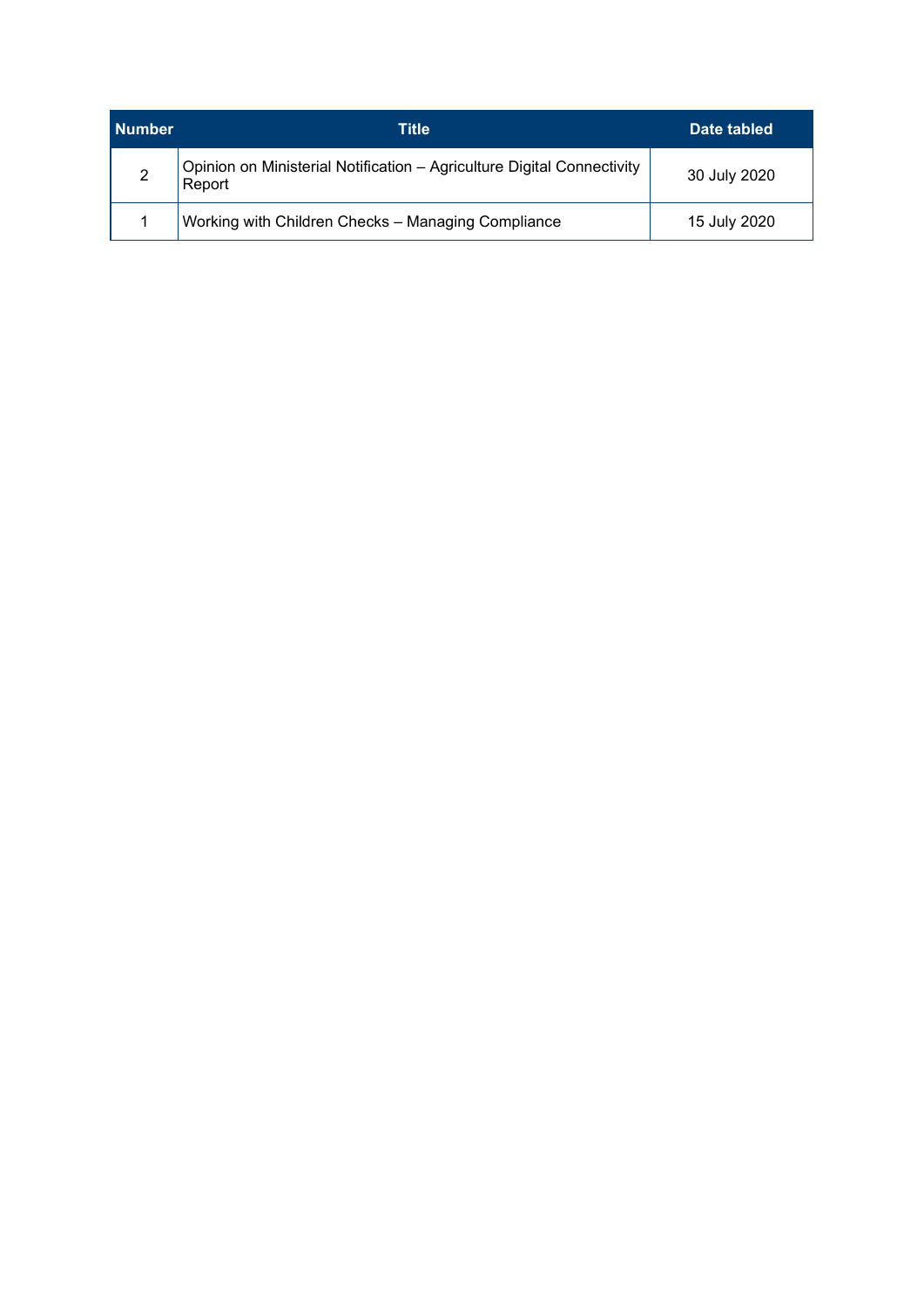| Number | Title | Date tabled |
| --- | --- | --- |
| 2 | Opinion on Ministerial Notification – Agriculture Digital Connectivity Report | 30 July 2020 |
| 1 | Working with Children Checks – Managing Compliance | 15 July 2020 |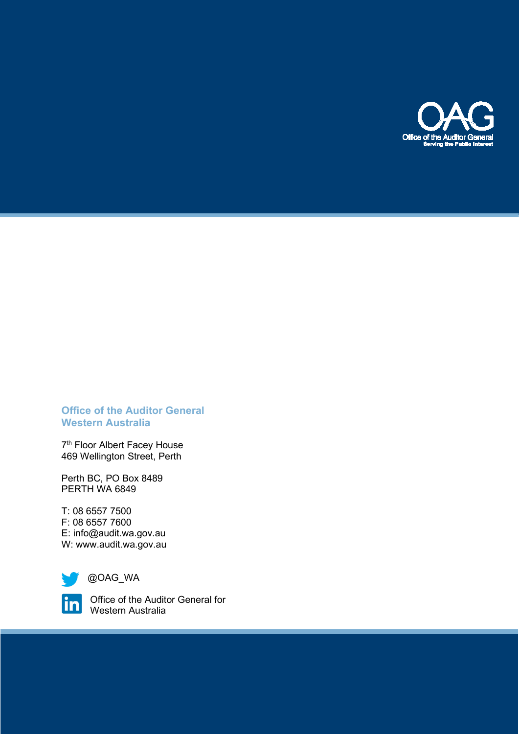OAG

Office of the Auditor General
Serving the Public Interest

**Office of the Auditor General**
**Western Australia**

7th Floor Albert Facey House
469 Wellington Street, Perth

Perth BC, PO Box 8489
PERTH WA 6849

T: 08 6557 7500
F: 08 6557 7600
E: info@audit.wa.gov.au
W: www.audit.wa.gov.au

@OAG_WA

Office of the Auditor General for Western Australia